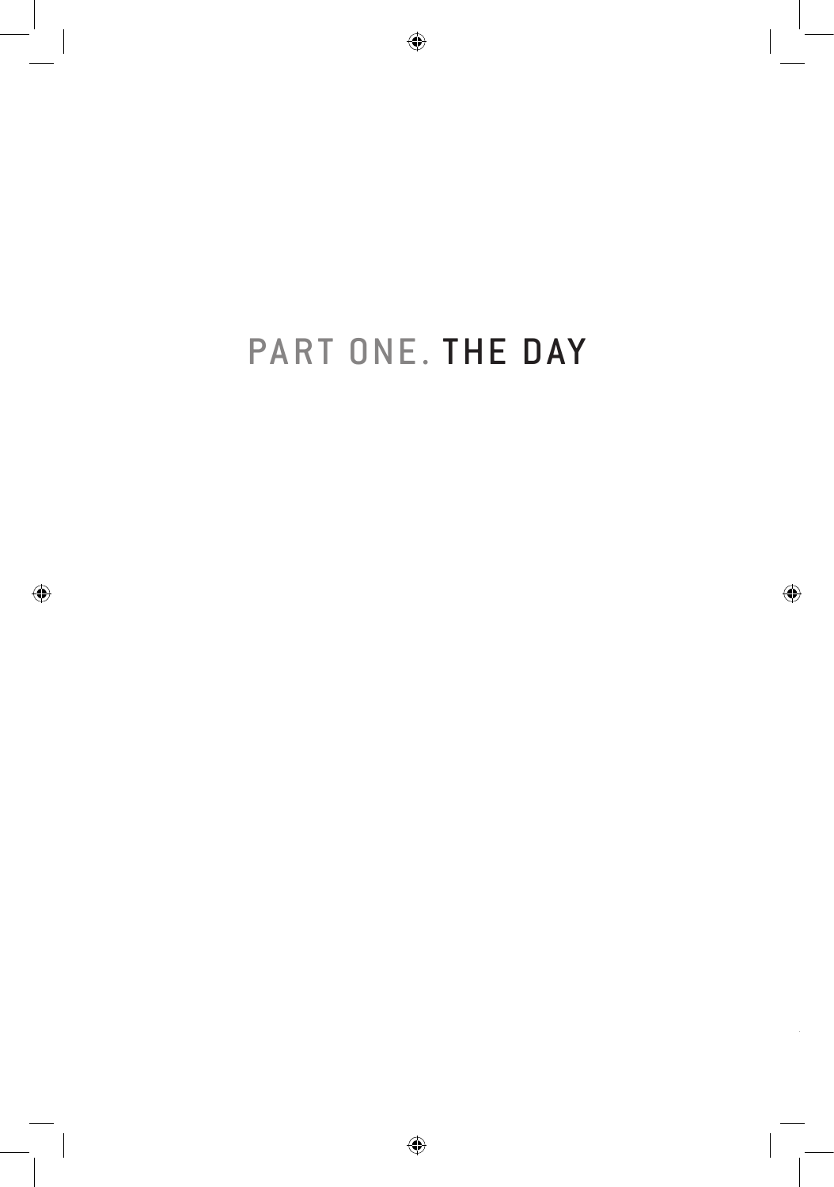# PART ONE. THE DAY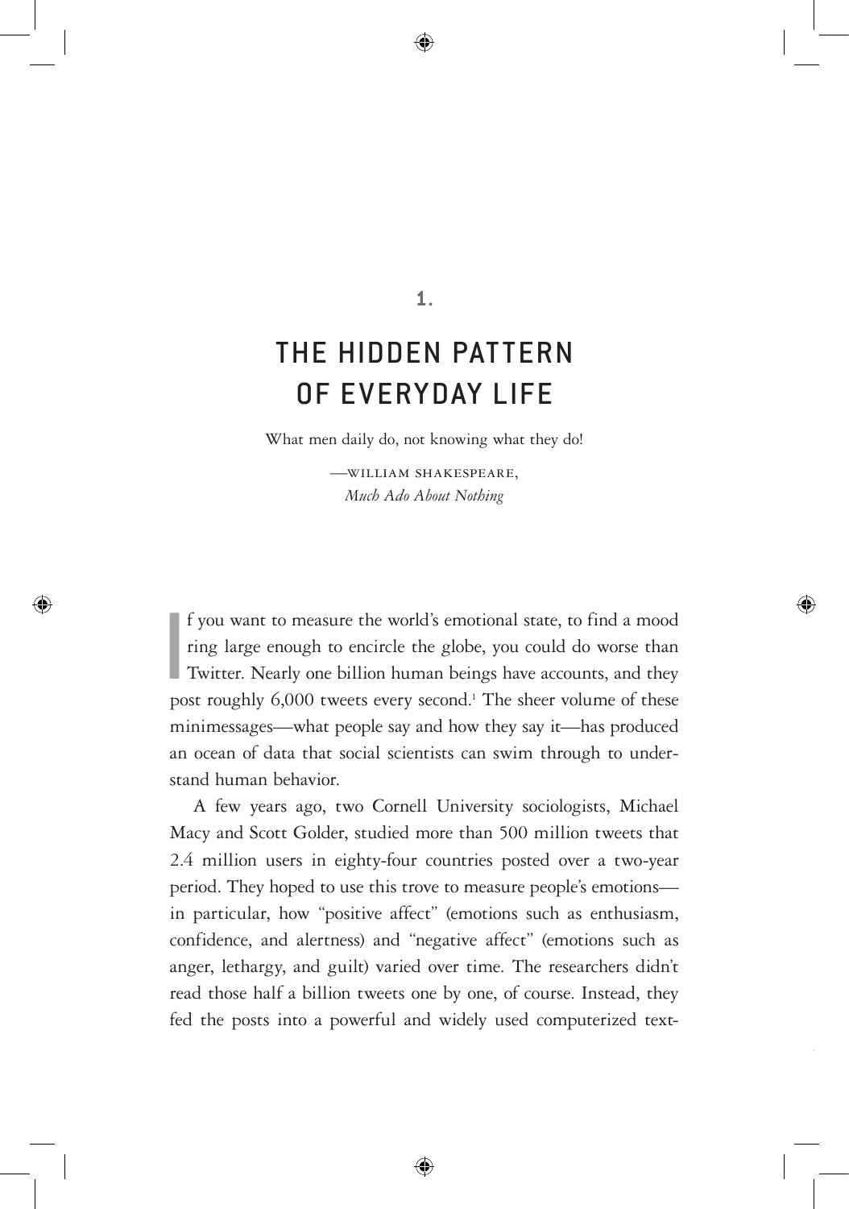# 1.

# THE HIDDEN PATTERN OF EVERYDAY LIFE

What men daily do, not knowing what they do!

—WILLIAM SHAKESPEARE,
*Much Ado About Nothing*

If you want to measure the world's emotional state, to find a mood ring large enough to encircle the globe, you could do worse than Twitter. Nearly one billion human beings have accounts, and they post roughly 6,000 tweets every second.[1] The sheer volume of these minimessages—what people say and how they say it—has produced an ocean of data that social scientists can swim through to understand human behavior.

A few years ago, two Cornell University sociologists, Michael Macy and Scott Golder, studied more than 500 million tweets that 2.4 million users in eighty-four countries posted over a two-year period. They hoped to use this trove to measure people's emotions—in particular, how "positive affect" (emotions such as enthusiasm, confidence, and alertness) and "negative affect" (emotions such as anger, lethargy, and guilt) varied over time. The researchers didn't read those half a billion tweets one by one, of course. Instead, they fed the posts into a powerful and widely used computerized text-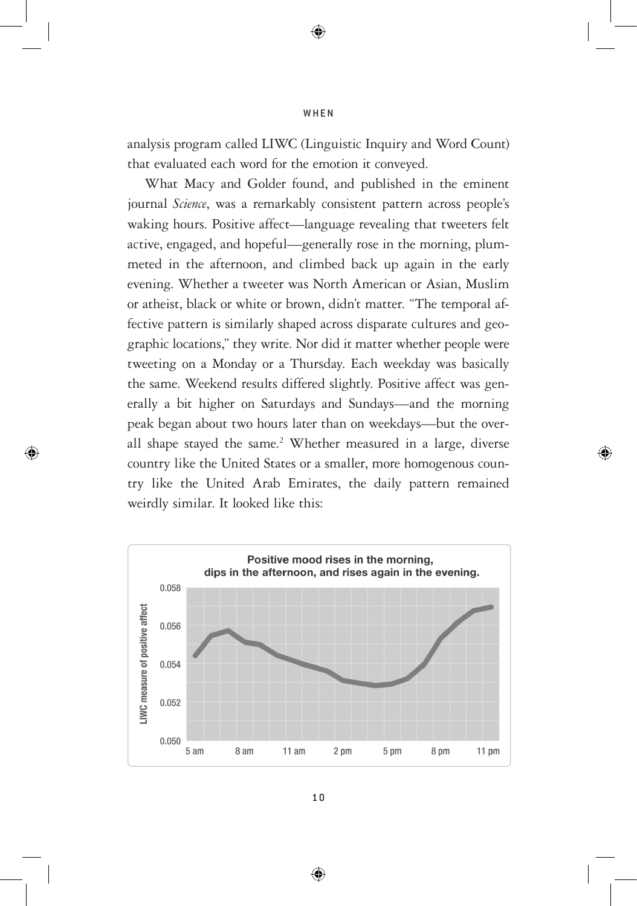analysis program called LIWC (Linguistic Inquiry and Word Count) that evaluated each word for the emotion it conveyed.

What Macy and Golder found, and published in the eminent journal *Science*, was a remarkably consistent pattern across people's waking hours. Positive affect—language revealing that tweeters felt active, engaged, and hopeful—generally rose in the morning, plummeted in the afternoon, and climbed back up again in the early evening. Whether a tweeter was North American or Asian, Muslim or atheist, black or white or brown, didn't matter. "The temporal affective pattern is similarly shaped across disparate cultures and geographic locations," they write. Nor did it matter whether people were tweeting on a Monday or a Thursday. Each weekday was basically the same. Weekend results differed slightly. Positive affect was generally a bit higher on Saturdays and Sundays—and the morning peak began about two hours later than on weekdays—but the overall shape stayed the same.[2] Whether measured in a large, diverse country like the United States or a smaller, more homogenous country like the United Arab Emirates, the daily pattern remained weirdly similar. It looked like this:

**Positive mood rises in the morning, dips in the afternoon, and rises again in the evening.**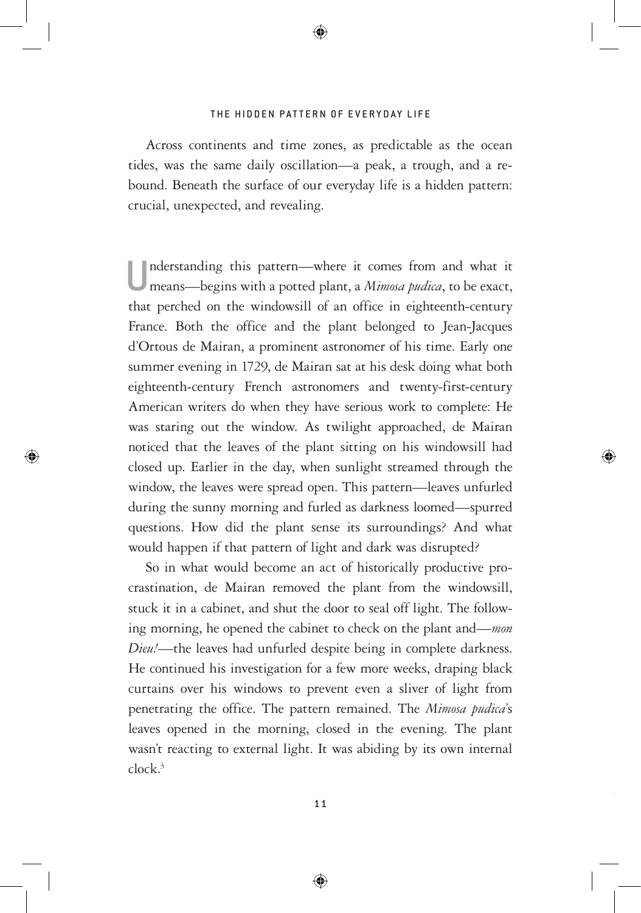Across continents and time zones, as predictable as the ocean tides, was the same daily oscillation—a peak, a trough, and a rebound. Beneath the surface of our everyday life is a hidden pattern: crucial, unexpected, and revealing.

Understanding this pattern—where it comes from and what it means—begins with a potted plant, a *Mimosa pudica*, to be exact, that perched on the windowsill of an office in eighteenth-century France. Both the office and the plant belonged to Jean-Jacques d'Ortous de Mairan, a prominent astronomer of his time. Early one summer evening in 1729, de Mairan sat at his desk doing what both eighteenth-century French astronomers and twenty-first-century American writers do when they have serious work to complete: He was staring out the window. As twilight approached, de Mairan noticed that the leaves of the plant sitting on his windowsill had closed up. Earlier in the day, when sunlight streamed through the window, the leaves were spread open. This pattern—leaves unfurled during the sunny morning and furled as darkness loomed—spurred questions. How did the plant sense its surroundings? And what would happen if that pattern of light and dark was disrupted?

So in what would become an act of historically productive procrastination, de Mairan removed the plant from the windowsill, stuck it in a cabinet, and shut the door to seal off light. The following morning, he opened the cabinet to check on the plant and—*mon Dieu!*—the leaves had unfurled despite being in complete darkness. He continued his investigation for a few more weeks, draping black curtains over his windows to prevent even a sliver of light from penetrating the office. The pattern remained. The *Mimosa pudica*'s leaves opened in the morning, closed in the evening. The plant wasn't reacting to external light. It was abiding by its own internal clock.[3]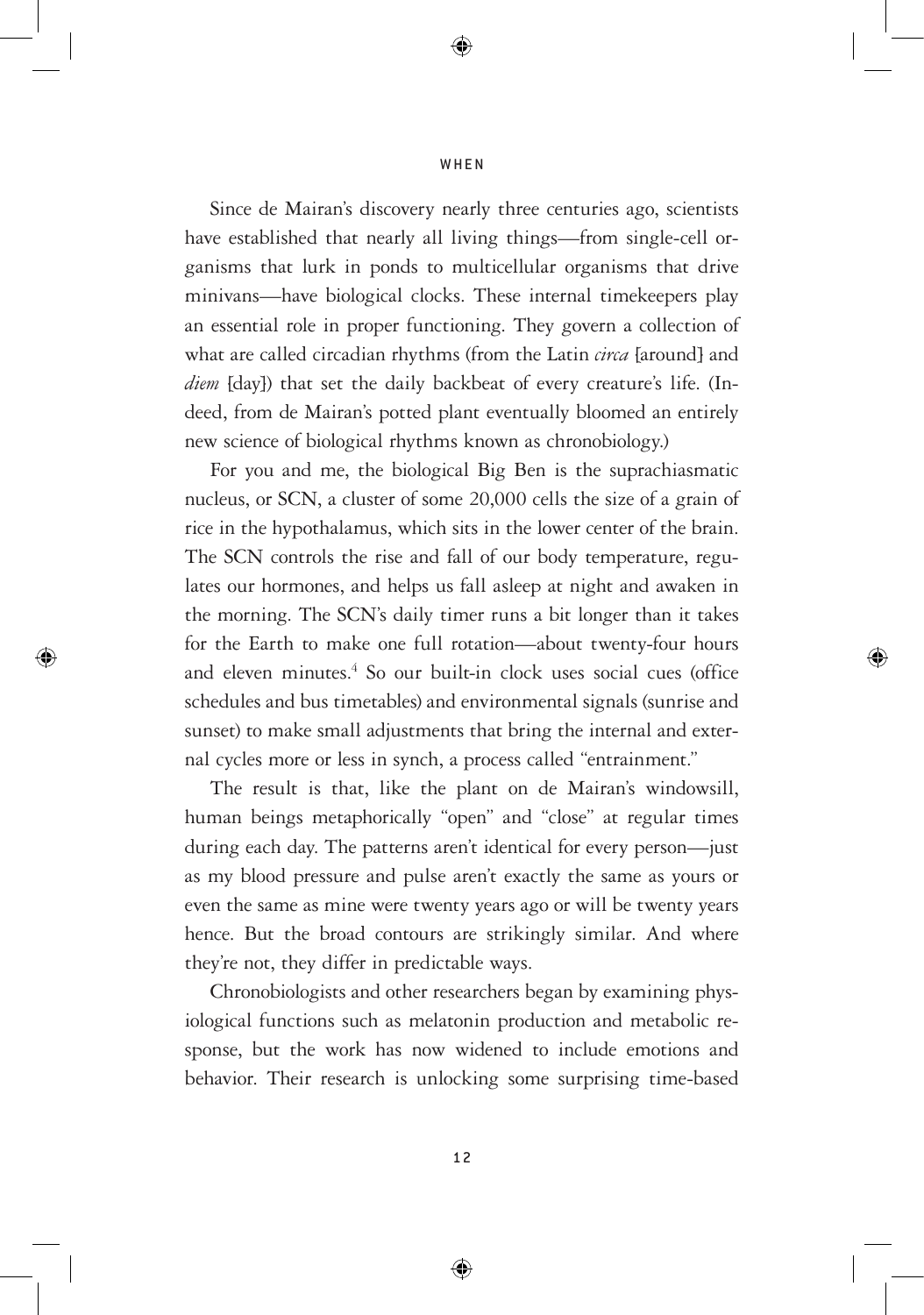Since de Mairan's discovery nearly three centuries ago, scientists have established that nearly all living things—from single-cell organisms that lurk in ponds to multicellular organisms that drive minivans—have biological clocks. These internal timekeepers play an essential role in proper functioning. They govern a collection of what are called circadian rhythms (from the Latin *circa* [around] and *diem* [day]) that set the daily backbeat of every creature's life. (Indeed, from de Mairan's potted plant eventually bloomed an entirely new science of biological rhythms known as chronobiology.)

For you and me, the biological Big Ben is the suprachiasmatic nucleus, or SCN, a cluster of some 20,000 cells the size of a grain of rice in the hypothalamus, which sits in the lower center of the brain. The SCN controls the rise and fall of our body temperature, regulates our hormones, and helps us fall asleep at night and awaken in the morning. The SCN's daily timer runs a bit longer than it takes for the Earth to make one full rotation—about twenty-four hours and eleven minutes.[4] So our built-in clock uses social cues (office schedules and bus timetables) and environmental signals (sunrise and sunset) to make small adjustments that bring the internal and external cycles more or less in synch, a process called "entrainment."

The result is that, like the plant on de Mairan's windowsill, human beings metaphorically "open" and "close" at regular times during each day. The patterns aren't identical for every person—just as my blood pressure and pulse aren't exactly the same as yours or even the same as mine were twenty years ago or will be twenty years hence. But the broad contours are strikingly similar. And where they're not, they differ in predictable ways.

Chronobiologists and other researchers began by examining physiological functions such as melatonin production and metabolic response, but the work has now widened to include emotions and behavior. Their research is unlocking some surprising time-based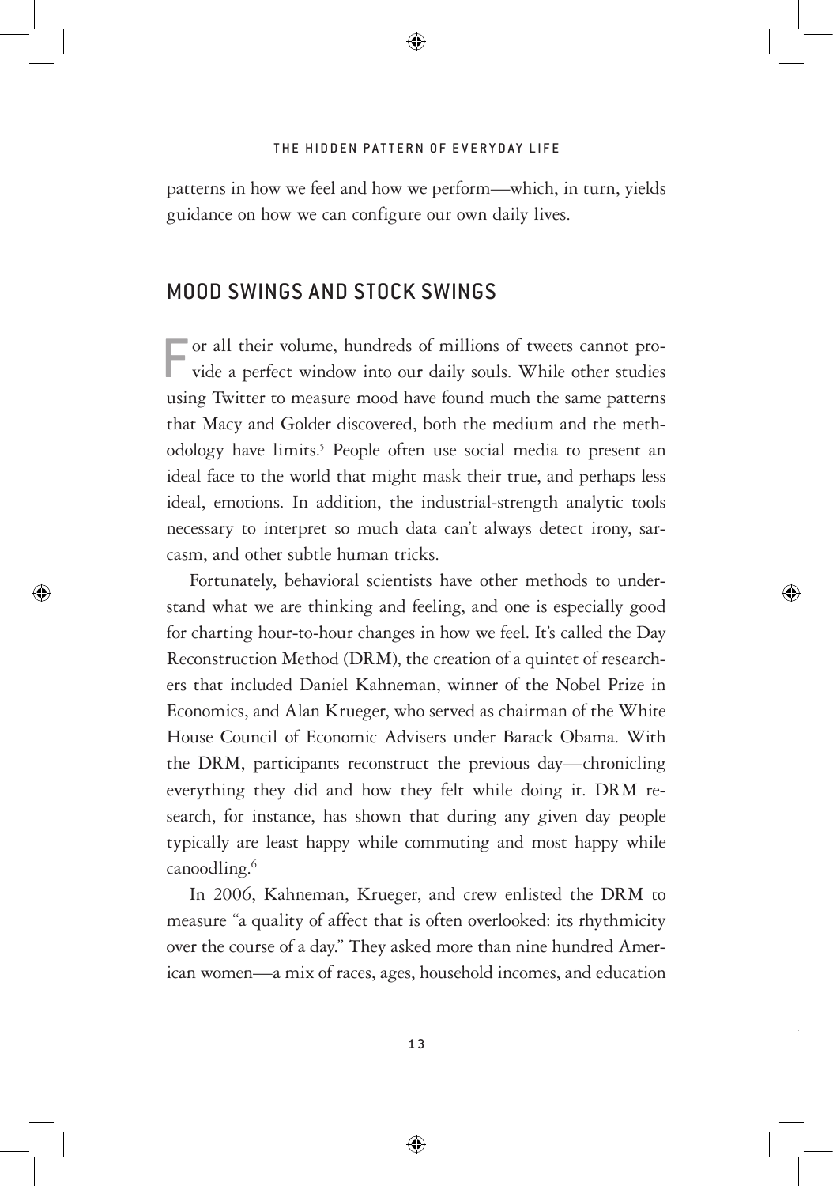patterns in how we feel and how we perform—which, in turn, yields guidance on how we can configure our own daily lives.

## MOOD SWINGS AND STOCK SWINGS

For all their volume, hundreds of millions of tweets cannot provide a perfect window into our daily souls. While other studies using Twitter to measure mood have found much the same patterns that Macy and Golder discovered, both the medium and the methodology have limits.[5] People often use social media to present an ideal face to the world that might mask their true, and perhaps less ideal, emotions. In addition, the industrial-strength analytic tools necessary to interpret so much data can't always detect irony, sarcasm, and other subtle human tricks.

Fortunately, behavioral scientists have other methods to understand what we are thinking and feeling, and one is especially good for charting hour-to-hour changes in how we feel. It's called the Day Reconstruction Method (DRM), the creation of a quintet of researchers that included Daniel Kahneman, winner of the Nobel Prize in Economics, and Alan Krueger, who served as chairman of the White House Council of Economic Advisers under Barack Obama. With the DRM, participants reconstruct the previous day—chronicling everything they did and how they felt while doing it. DRM research, for instance, has shown that during any given day people typically are least happy while commuting and most happy while canoodling.[6]

In 2006, Kahneman, Krueger, and crew enlisted the DRM to measure "a quality of affect that is often overlooked: its rhythmicity over the course of a day." They asked more than nine hundred American women—a mix of races, ages, household incomes, and education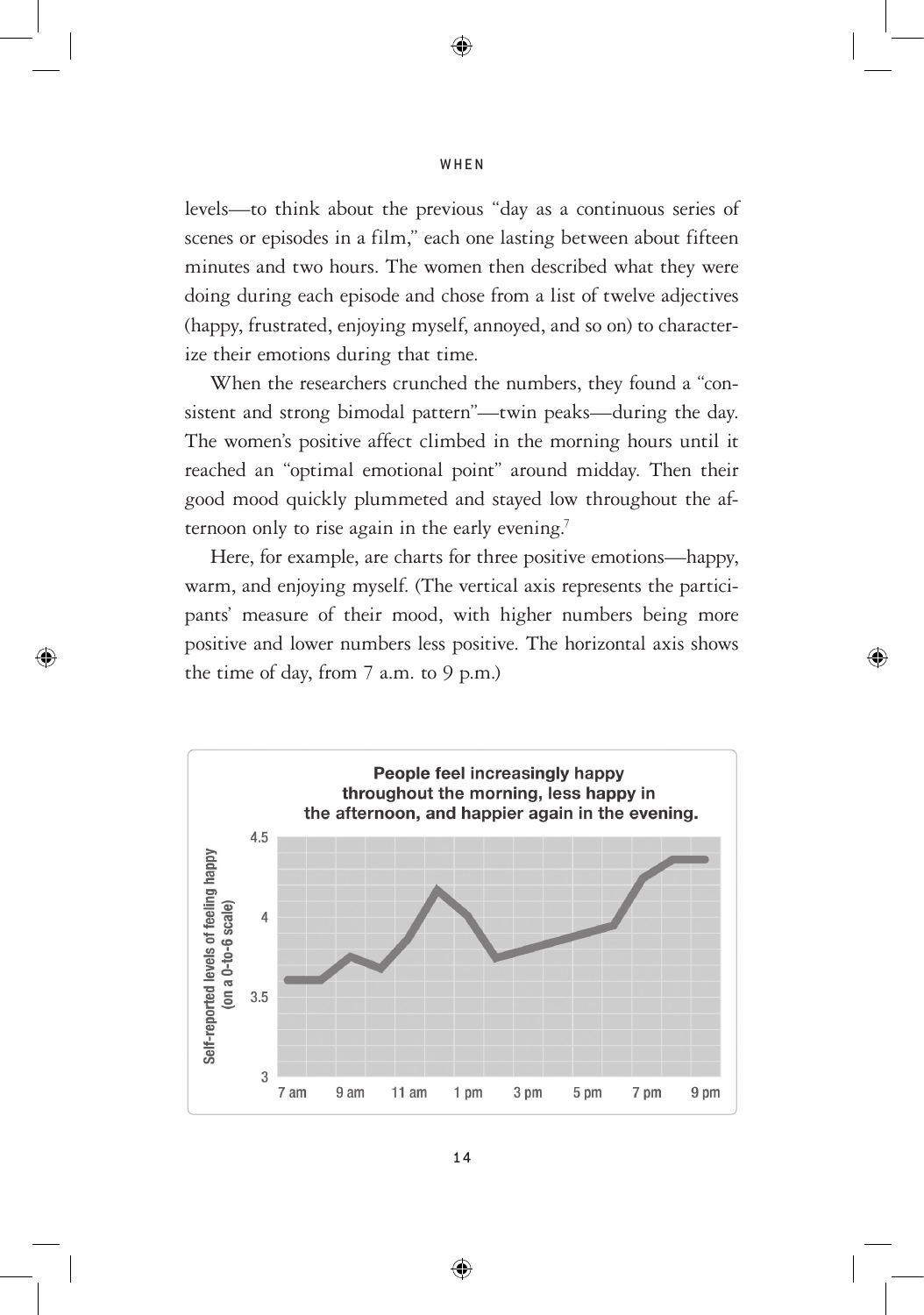levels—to think about the previous "day as a continuous series of scenes or episodes in a film," each one lasting between about fifteen minutes and two hours. The women then described what they were doing during each episode and chose from a list of twelve adjectives (happy, frustrated, enjoying myself, annoyed, and so on) to characterize their emotions during that time.

When the researchers crunched the numbers, they found a "consistent and strong bimodal pattern"—twin peaks—during the day. The women's positive affect climbed in the morning hours until it reached an "optimal emotional point" around midday. Then their good mood quickly plummeted and stayed low throughout the afternoon only to rise again in the early evening.[7]

Here, for example, are charts for three positive emotions—happy, warm, and enjoying myself. (The vertical axis represents the participants' measure of their mood, with higher numbers being more positive and lower numbers less positive. The horizontal axis shows the time of day, from 7 a.m. to 9 p.m.)

**People feel increasingly happy throughout the morning, less happy in the afternoon, and happier again in the evening.**

Self-reported levels of feeling happy (on a 0-to-6 scale)

4.5
4
3.5
3

7 am 9 am 11 am 1 pm 3 pm 5 pm 7 pm 9 pm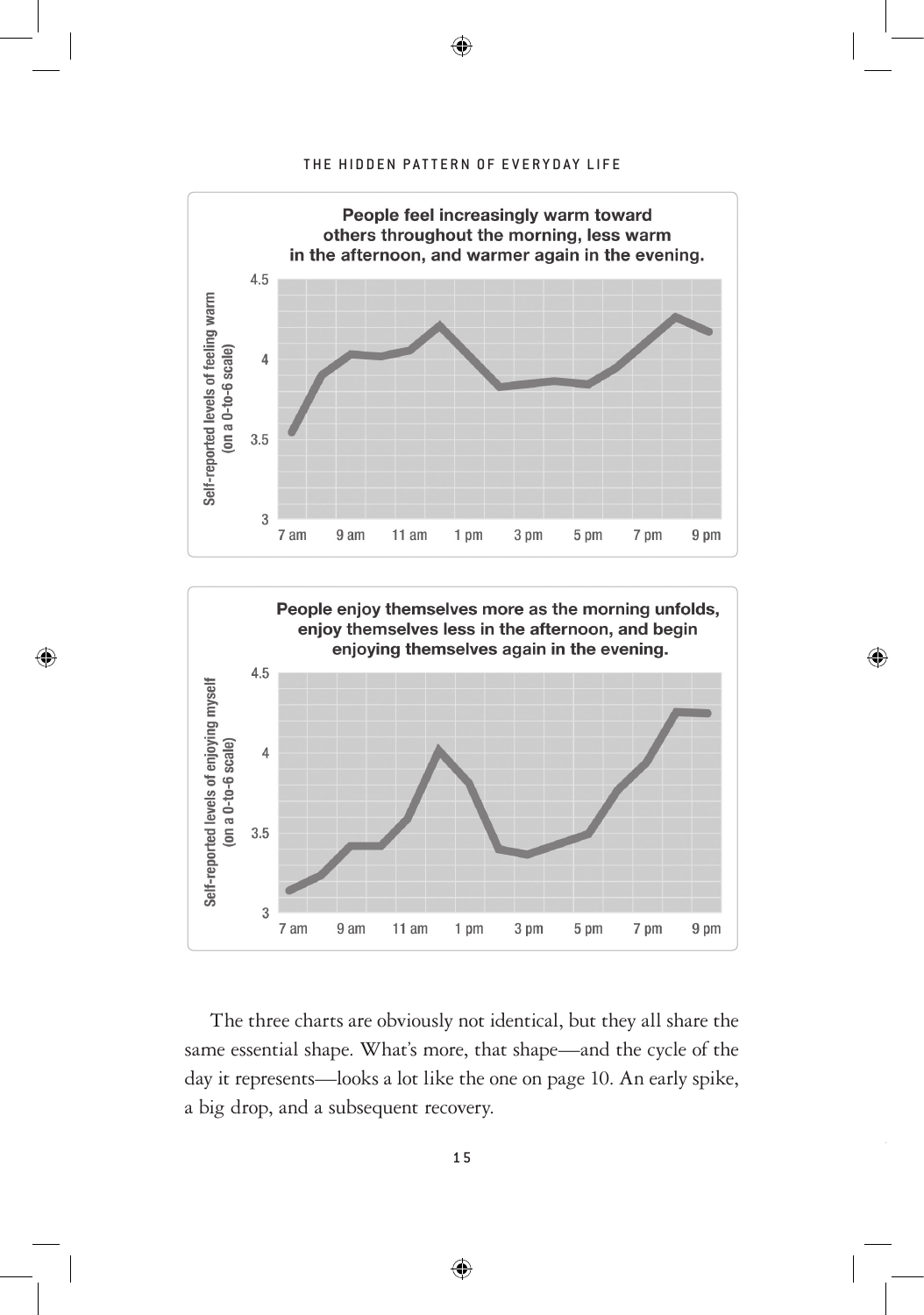People feel increasingly warm toward others throughout the morning, less warm in the afternoon, and warmer again in the evening.

People enjoy themselves more as the morning unfolds, enjoy themselves less in the afternoon, and begin enjoying themselves again in the evening.

The three charts are obviously not identical, but they all share the same essential shape. What's more, that shape—and the cycle of the day it represents—looks a lot like the one on page 10. An early spike, a big drop, and a subsequent recovery.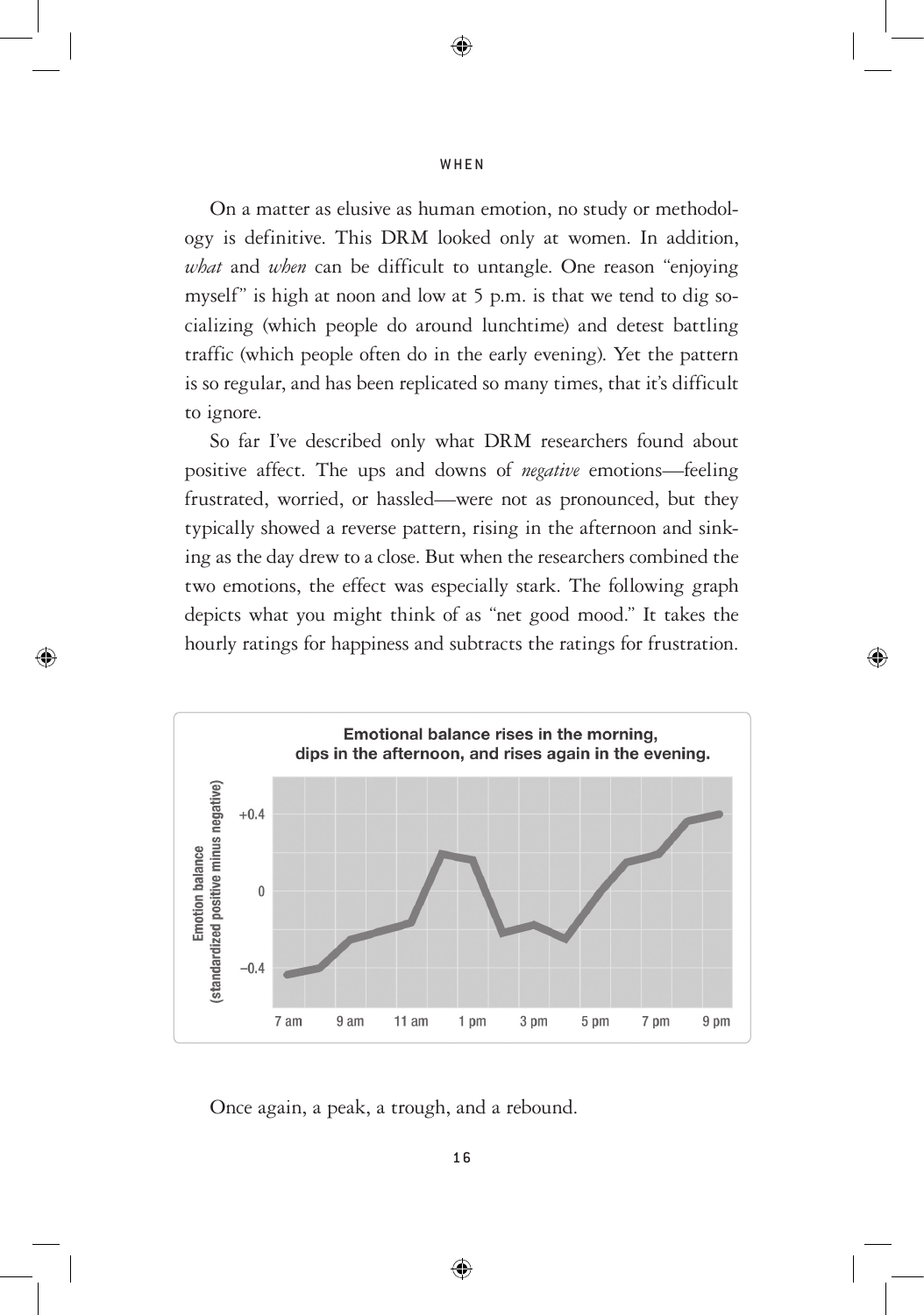On a matter as elusive as human emotion, no study or methodology is definitive. This DRM looked only at women. In addition, *what* and *when* can be difficult to untangle. One reason "enjoying myself" is high at noon and low at 5 p.m. is that we tend to dig socializing (which people do around lunchtime) and detest battling traffic (which people often do in the early evening). Yet the pattern is so regular, and has been replicated so many times, that it's difficult to ignore.

So far I've described only what DRM researchers found about positive affect. The ups and downs of *negative* emotions—feeling frustrated, worried, or hassled—were not as pronounced, but they typically showed a reverse pattern, rising in the afternoon and sinking as the day drew to a close. But when the researchers combined the two emotions, the effect was especially stark. The following graph depicts what you might think of as "net good mood." It takes the hourly ratings for happiness and subtracts the ratings for frustration.

**Emotional balance rises in the morning, dips in the afternoon, and rises again in the evening.**

Once again, a peak, a trough, and a rebound.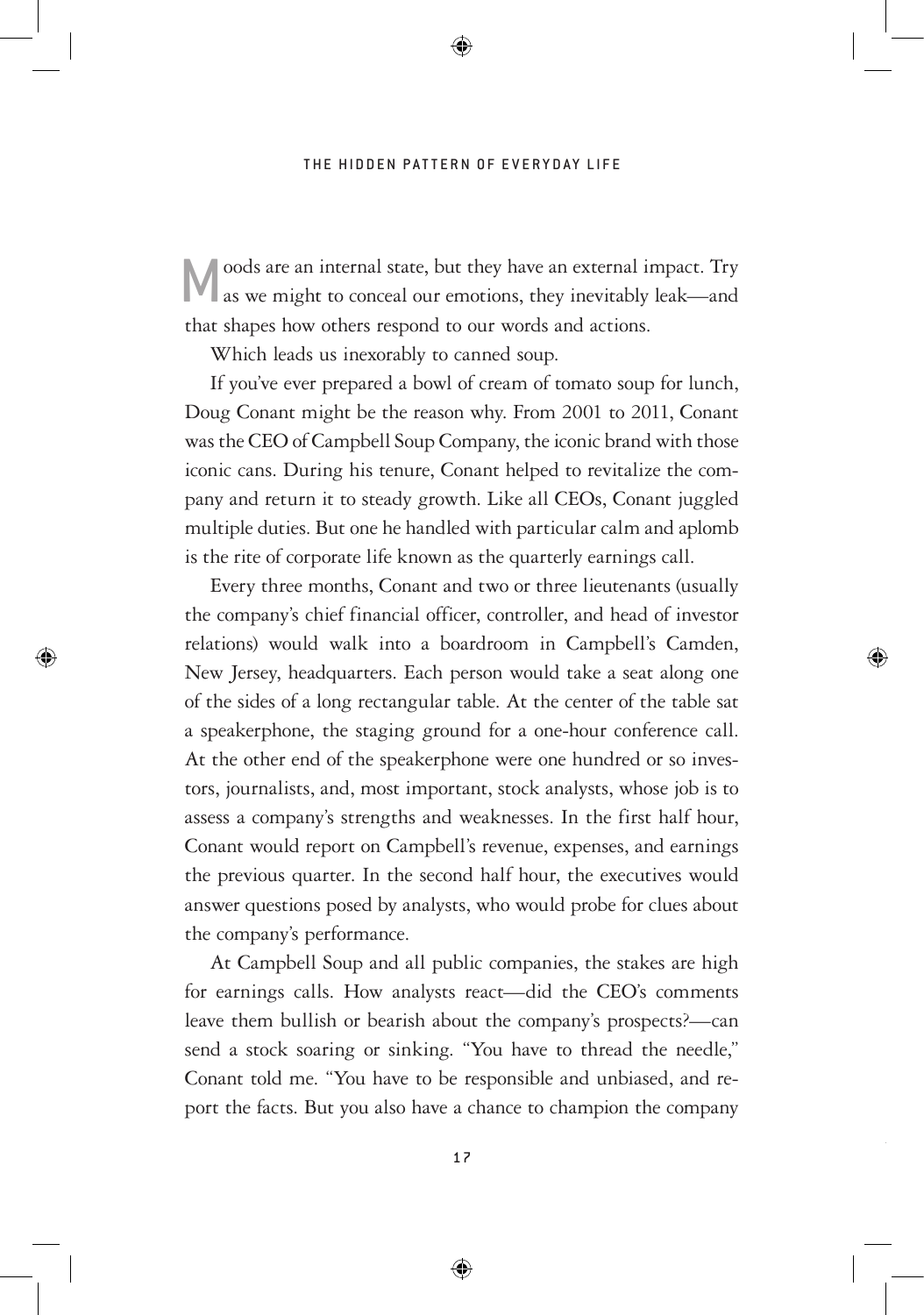Moods are an internal state, but they have an external impact. Try as we might to conceal our emotions, they inevitably leak—and that shapes how others respond to our words and actions.

Which leads us inexorably to canned soup.

If you've ever prepared a bowl of cream of tomato soup for lunch, Doug Conant might be the reason why. From 2001 to 2011, Conant was the CEO of Campbell Soup Company, the iconic brand with those iconic cans. During his tenure, Conant helped to revitalize the company and return it to steady growth. Like all CEOs, Conant juggled multiple duties. But one he handled with particular calm and aplomb is the rite of corporate life known as the quarterly earnings call.

Every three months, Conant and two or three lieutenants (usually the company's chief financial officer, controller, and head of investor relations) would walk into a boardroom in Campbell's Camden, New Jersey, headquarters. Each person would take a seat along one of the sides of a long rectangular table. At the center of the table sat a speakerphone, the staging ground for a one-hour conference call. At the other end of the speakerphone were one hundred or so investors, journalists, and, most important, stock analysts, whose job is to assess a company's strengths and weaknesses. In the first half hour, Conant would report on Campbell's revenue, expenses, and earnings the previous quarter. In the second half hour, the executives would answer questions posed by analysts, who would probe for clues about the company's performance.

At Campbell Soup and all public companies, the stakes are high for earnings calls. How analysts react—did the CEO's comments leave them bullish or bearish about the company's prospects?—can send a stock soaring or sinking. "You have to thread the needle," Conant told me. "You have to be responsible and unbiased, and report the facts. But you also have a chance to champion the company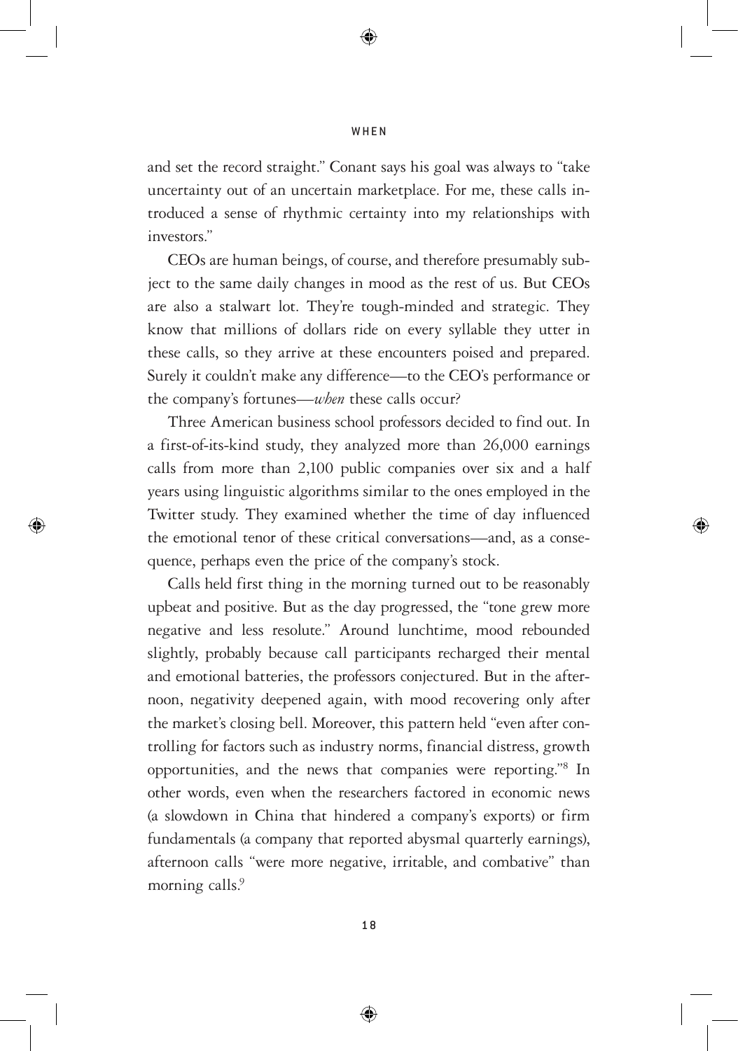and set the record straight." Conant says his goal was always to "take uncertainty out of an uncertain marketplace. For me, these calls introduced a sense of rhythmic certainty into my relationships with investors."

CEOs are human beings, of course, and therefore presumably subject to the same daily changes in mood as the rest of us. But CEOs are also a stalwart lot. They're tough-minded and strategic. They know that millions of dollars ride on every syllable they utter in these calls, so they arrive at these encounters poised and prepared. Surely it couldn't make any difference—to the CEO's performance or the company's fortunes—*when* these calls occur?

Three American business school professors decided to find out. In a first-of-its-kind study, they analyzed more than 26,000 earnings calls from more than 2,100 public companies over six and a half years using linguistic algorithms similar to the ones employed in the Twitter study. They examined whether the time of day influenced the emotional tenor of these critical conversations—and, as a consequence, perhaps even the price of the company's stock.

Calls held first thing in the morning turned out to be reasonably upbeat and positive. But as the day progressed, the "tone grew more negative and less resolute." Around lunchtime, mood rebounded slightly, probably because call participants recharged their mental and emotional batteries, the professors conjectured. But in the afternoon, negativity deepened again, with mood recovering only after the market's closing bell. Moreover, this pattern held "even after controlling for factors such as industry norms, financial distress, growth opportunities, and the news that companies were reporting."[8] In other words, even when the researchers factored in economic news (a slowdown in China that hindered a company's exports) or firm fundamentals (a company that reported abysmal quarterly earnings), afternoon calls "were more negative, irritable, and combative" than morning calls.[9]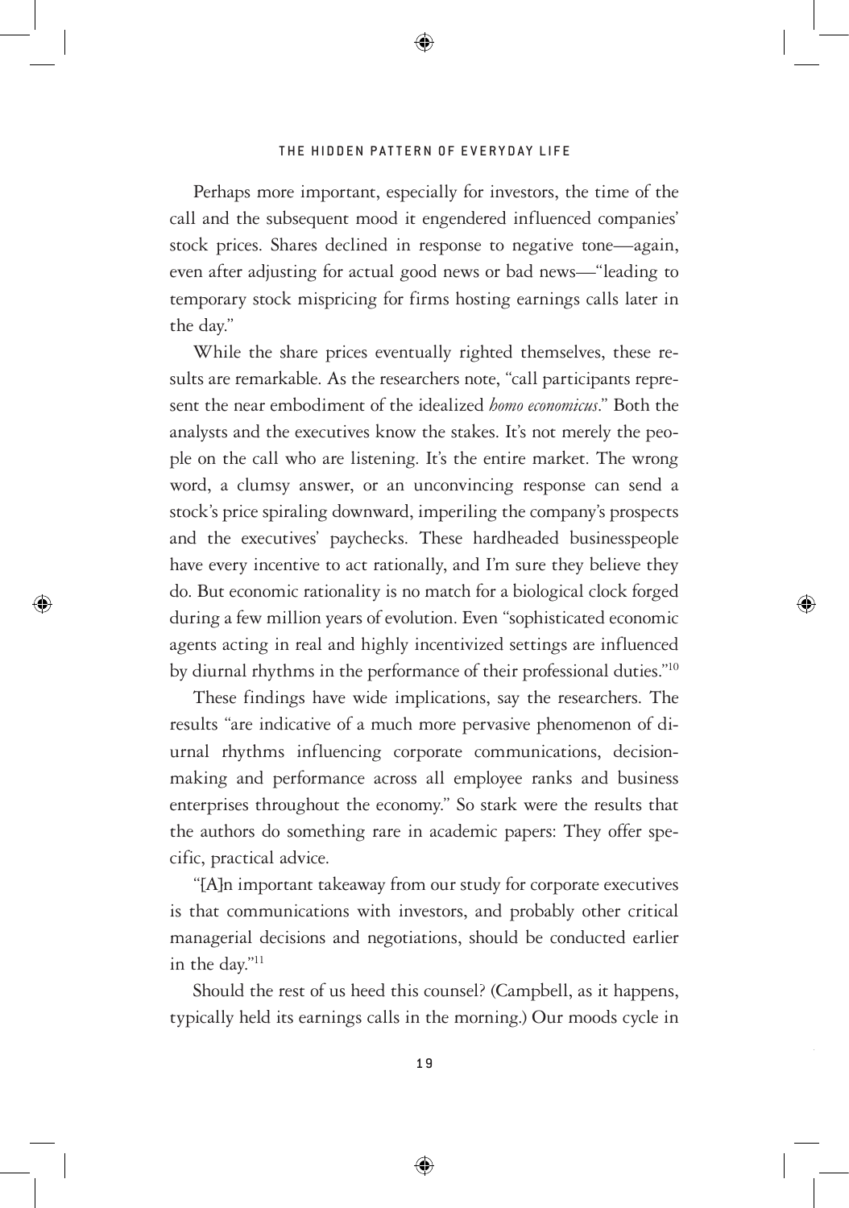Perhaps more important, especially for investors, the time of the call and the subsequent mood it engendered influenced companies' stock prices. Shares declined in response to negative tone—again, even after adjusting for actual good news or bad news—"leading to temporary stock mispricing for firms hosting earnings calls later in the day."

While the share prices eventually righted themselves, these results are remarkable. As the researchers note, "call participants represent the near embodiment of the idealized *homo economicus*." Both the analysts and the executives know the stakes. It's not merely the people on the call who are listening. It's the entire market. The wrong word, a clumsy answer, or an unconvincing response can send a stock's price spiraling downward, imperiling the company's prospects and the executives' paychecks. These hardheaded businesspeople have every incentive to act rationally, and I'm sure they believe they do. But economic rationality is no match for a biological clock forged during a few million years of evolution. Even "sophisticated economic agents acting in real and highly incentivized settings are influenced by diurnal rhythms in the performance of their professional duties."[10]

These findings have wide implications, say the researchers. The results "are indicative of a much more pervasive phenomenon of diurnal rhythms influencing corporate communications, decision-making and performance across all employee ranks and business enterprises throughout the economy." So stark were the results that the authors do something rare in academic papers: They offer specific, practical advice.

"[A]n important takeaway from our study for corporate executives is that communications with investors, and probably other critical managerial decisions and negotiations, should be conducted earlier in the day."[11]

Should the rest of us heed this counsel? (Campbell, as it happens, typically held its earnings calls in the morning.) Our moods cycle in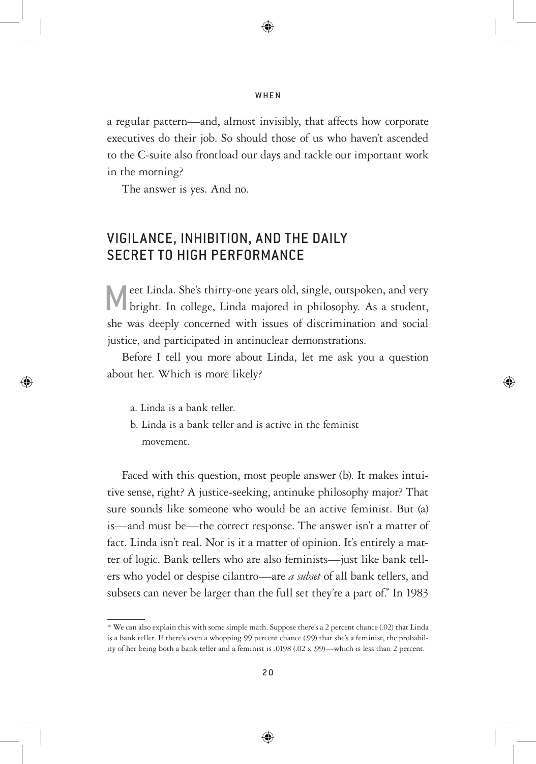a regular pattern—and, almost invisibly, that affects how corporate executives do their job. So should those of us who haven't ascended to the C-suite also frontload our days and tackle our important work in the morning?

The answer is yes. And no.

## VIGILANCE, INHIBITION, AND THE DAILY SECRET TO HIGH PERFORMANCE

Meet Linda. She's thirty-one years old, single, outspoken, and very bright. In college, Linda majored in philosophy. As a student, she was deeply concerned with issues of discrimination and social justice, and participated in antinuclear demonstrations.

Before I tell you more about Linda, let me ask you a question about her. Which is more likely?

a. Linda is a bank teller.
b. Linda is a bank teller and is active in the feminist movement.

Faced with this question, most people answer (b). It makes intuitive sense, right? A justice-seeking, antinuke philosophy major? That sure sounds like someone who would be an active feminist. But (a) is—and must be—the correct response. The answer isn't a matter of fact. Linda isn't real. Nor is it a matter of opinion. It's entirely a matter of logic. Bank tellers who are also feminists—just like bank tellers who yodel or despise cilantro—are *a subset* of all bank tellers, and subsets can never be larger than the full set they're a part of.* In 1983

---

* We can also explain this with some simple math. Suppose there's a 2 percent chance (.02) that Linda is a bank teller. If there's even a whopping 99 percent chance (.99) that she's a feminist, the probability of her being both a bank teller and a feminist is .0198 (.02 x .99)—which is less than 2 percent.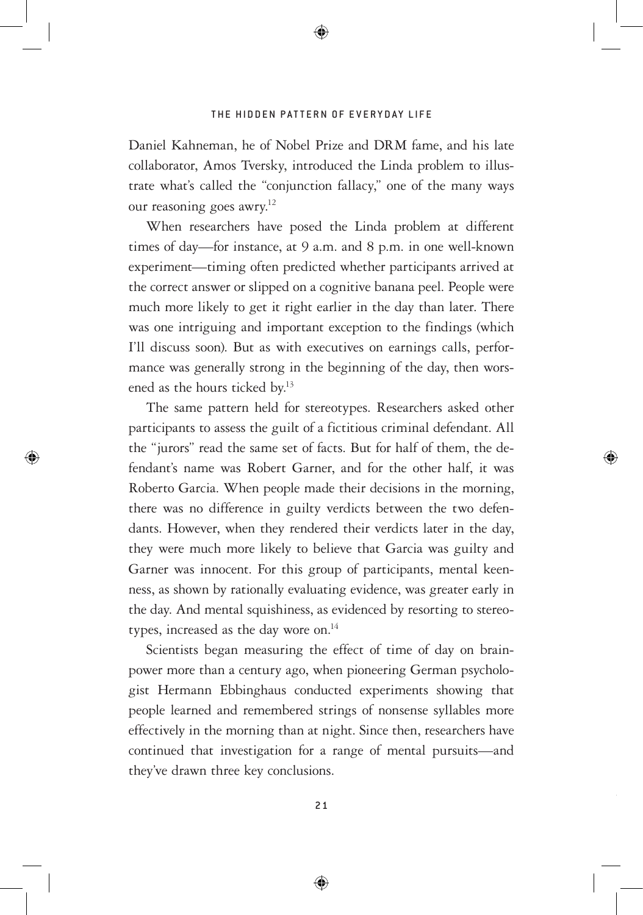Daniel Kahneman, he of Nobel Prize and DRM fame, and his late collaborator, Amos Tversky, introduced the Linda problem to illustrate what's called the "conjunction fallacy," one of the many ways our reasoning goes awry.[12]

When researchers have posed the Linda problem at different times of day—for instance, at 9 a.m. and 8 p.m. in one well-known experiment—timing often predicted whether participants arrived at the correct answer or slipped on a cognitive banana peel. People were much more likely to get it right earlier in the day than later. There was one intriguing and important exception to the findings (which I'll discuss soon). But as with executives on earnings calls, performance was generally strong in the beginning of the day, then worsened as the hours ticked by.[13]

The same pattern held for stereotypes. Researchers asked other participants to assess the guilt of a fictitious criminal defendant. All the "jurors" read the same set of facts. But for half of them, the defendant's name was Robert Garner, and for the other half, it was Roberto Garcia. When people made their decisions in the morning, there was no difference in guilty verdicts between the two defendants. However, when they rendered their verdicts later in the day, they were much more likely to believe that Garcia was guilty and Garner was innocent. For this group of participants, mental keenness, as shown by rationally evaluating evidence, was greater early in the day. And mental squishiness, as evidenced by resorting to stereotypes, increased as the day wore on.[14]

Scientists began measuring the effect of time of day on brainpower more than a century ago, when pioneering German psychologist Hermann Ebbinghaus conducted experiments showing that people learned and remembered strings of nonsense syllables more effectively in the morning than at night. Since then, researchers have continued that investigation for a range of mental pursuits—and they've drawn three key conclusions.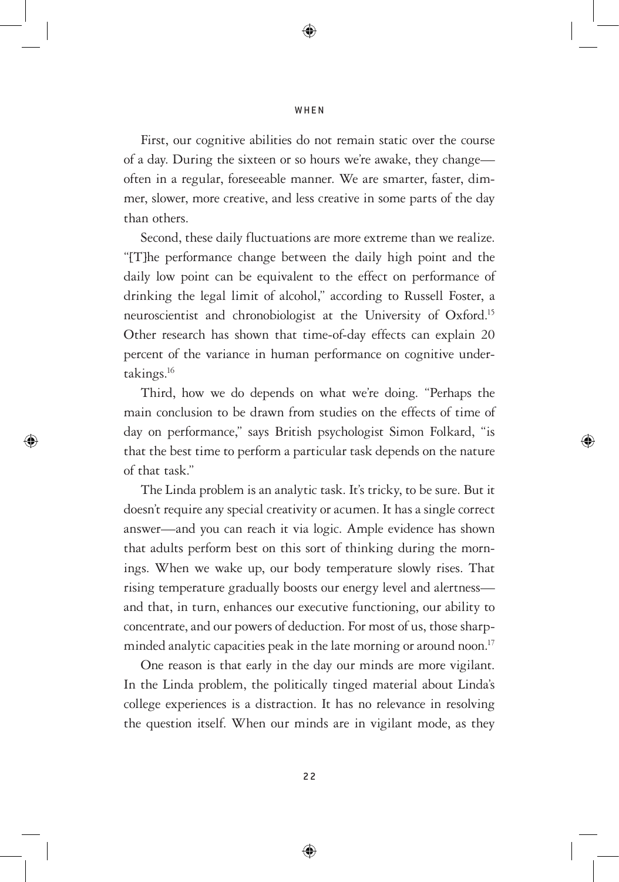First, our cognitive abilities do not remain static over the course of a day. During the sixteen or so hours we're awake, they change—often in a regular, foreseeable manner. We are smarter, faster, dimmer, slower, more creative, and less creative in some parts of the day than others.

Second, these daily fluctuations are more extreme than we realize. "[T]he performance change between the daily high point and the daily low point can be equivalent to the effect on performance of drinking the legal limit of alcohol," according to Russell Foster, a neuroscientist and chronobiologist at the University of Oxford.[15] Other research has shown that time-of-day effects can explain 20 percent of the variance in human performance on cognitive undertakings.[16]

Third, how we do depends on what we're doing. "Perhaps the main conclusion to be drawn from studies on the effects of time of day on performance," says British psychologist Simon Folkard, "is that the best time to perform a particular task depends on the nature of that task."

The Linda problem is an analytic task. It's tricky, to be sure. But it doesn't require any special creativity or acumen. It has a single correct answer—and you can reach it via logic. Ample evidence has shown that adults perform best on this sort of thinking during the mornings. When we wake up, our body temperature slowly rises. That rising temperature gradually boosts our energy level and alertness—and that, in turn, enhances our executive functioning, our ability to concentrate, and our powers of deduction. For most of us, those sharp-minded analytic capacities peak in the late morning or around noon.[17]

One reason is that early in the day our minds are more vigilant. In the Linda problem, the politically tinged material about Linda's college experiences is a distraction. It has no relevance in resolving the question itself. When our minds are in vigilant mode, as they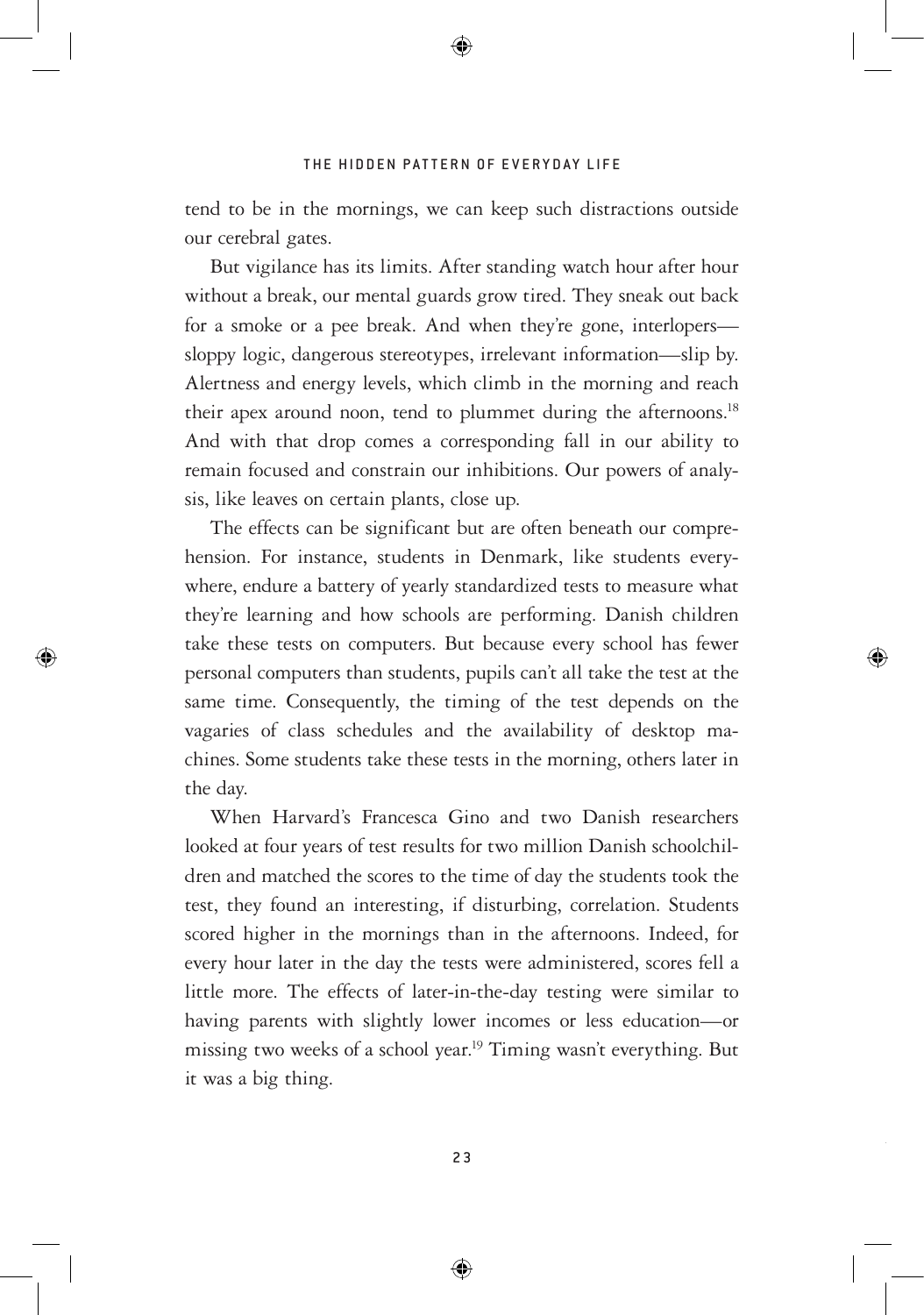tend to be in the mornings, we can keep such distractions outside our cerebral gates.

But vigilance has its limits. After standing watch hour after hour without a break, our mental guards grow tired. They sneak out back for a smoke or a pee break. And when they're gone, interlopers—sloppy logic, dangerous stereotypes, irrelevant information—slip by. Alertness and energy levels, which climb in the morning and reach their apex around noon, tend to plummet during the afternoons.[18] And with that drop comes a corresponding fall in our ability to remain focused and constrain our inhibitions. Our powers of analysis, like leaves on certain plants, close up.

The effects can be significant but are often beneath our comprehension. For instance, students in Denmark, like students everywhere, endure a battery of yearly standardized tests to measure what they're learning and how schools are performing. Danish children take these tests on computers. But because every school has fewer personal computers than students, pupils can't all take the test at the same time. Consequently, the timing of the test depends on the vagaries of class schedules and the availability of desktop machines. Some students take these tests in the morning, others later in the day.

When Harvard's Francesca Gino and two Danish researchers looked at four years of test results for two million Danish schoolchildren and matched the scores to the time of day the students took the test, they found an interesting, if disturbing, correlation. Students scored higher in the mornings than in the afternoons. Indeed, for every hour later in the day the tests were administered, scores fell a little more. The effects of later-in-the-day testing were similar to having parents with slightly lower incomes or less education—or missing two weeks of a school year.[19] Timing wasn't everything. But it was a big thing.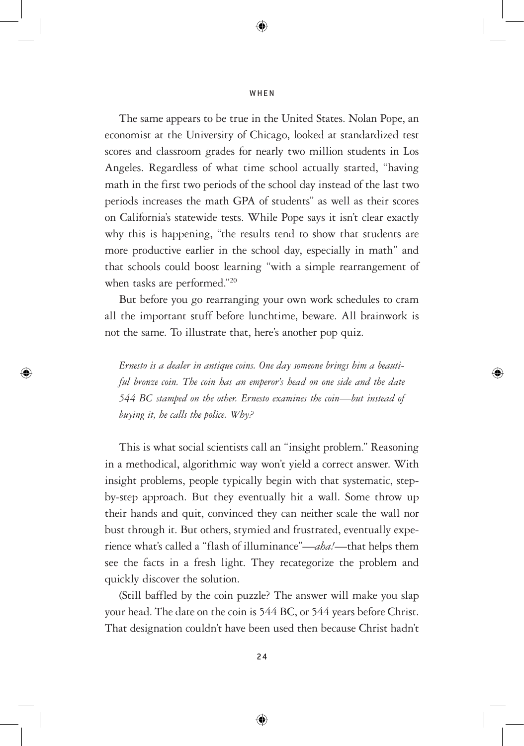The same appears to be true in the United States. Nolan Pope, an economist at the University of Chicago, looked at standardized test scores and classroom grades for nearly two million students in Los Angeles. Regardless of what time school actually started, "having math in the first two periods of the school day instead of the last two periods increases the math GPA of students" as well as their scores on California's statewide tests. While Pope says it isn't clear exactly why this is happening, "the results tend to show that students are more productive earlier in the school day, especially in math" and that schools could boost learning "with a simple rearrangement of when tasks are performed."[20]

But before you go rearranging your own work schedules to cram all the important stuff before lunchtime, beware. All brainwork is not the same. To illustrate that, here's another pop quiz.

*Ernesto is a dealer in antique coins. One day someone brings him a beautiful bronze coin. The coin has an emperor's head on one side and the date 544 BC stamped on the other. Ernesto examines the coin—but instead of buying it, he calls the police. Why?*

This is what social scientists call an "insight problem." Reasoning in a methodical, algorithmic way won't yield a correct answer. With insight problems, people typically begin with that systematic, step-by-step approach. But they eventually hit a wall. Some throw up their hands and quit, convinced they can neither scale the wall nor bust through it. But others, stymied and frustrated, eventually experience what's called a "flash of illuminance"—*aha!*—that helps them see the facts in a fresh light. They recategorize the problem and quickly discover the solution.

(Still baffled by the coin puzzle? The answer will make you slap your head. The date on the coin is 544 BC, or 544 years before Christ. That designation couldn't have been used then because Christ hadn't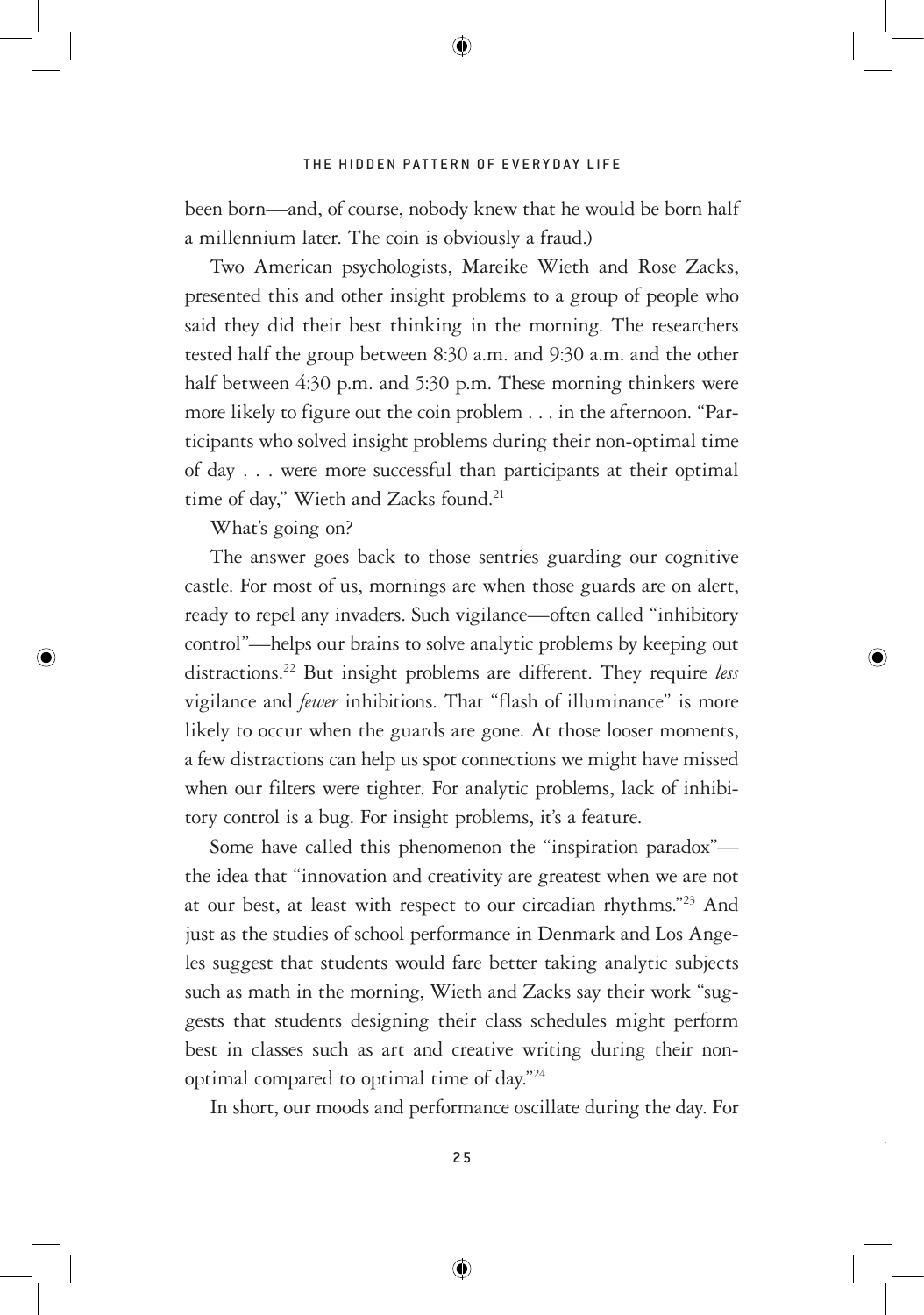been born—and, of course, nobody knew that he would be born half a millennium later. The coin is obviously a fraud.)

Two American psychologists, Mareike Wieth and Rose Zacks, presented this and other insight problems to a group of people who said they did their best thinking in the morning. The researchers tested half the group between 8:30 a.m. and 9:30 a.m. and the other half between 4:30 p.m. and 5:30 p.m. These morning thinkers were more likely to figure out the coin problem . . . in the afternoon. "Participants who solved insight problems during their non-optimal time of day . . . were more successful than participants at their optimal time of day," Wieth and Zacks found.[21]

What's going on?

The answer goes back to those sentries guarding our cognitive castle. For most of us, mornings are when those guards are on alert, ready to repel any invaders. Such vigilance—often called "inhibitory control"—helps our brains to solve analytic problems by keeping out distractions.[22] But insight problems are different. They require *less* vigilance and *fewer* inhibitions. That "flash of illuminance" is more likely to occur when the guards are gone. At those looser moments, a few distractions can help us spot connections we might have missed when our filters were tighter. For analytic problems, lack of inhibitory control is a bug. For insight problems, it's a feature.

Some have called this phenomenon the "inspiration paradox"—the idea that "innovation and creativity are greatest when we are not at our best, at least with respect to our circadian rhythms."[23] And just as the studies of school performance in Denmark and Los Angeles suggest that students would fare better taking analytic subjects such as math in the morning, Wieth and Zacks say their work "suggests that students designing their class schedules might perform best in classes such as art and creative writing during their non-optimal compared to optimal time of day."[24]

In short, our moods and performance oscillate during the day. For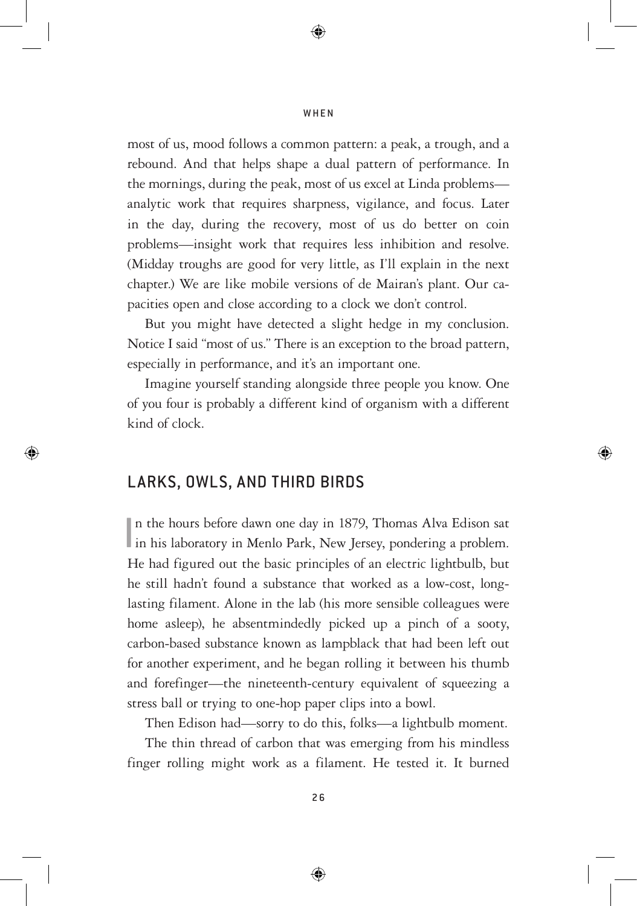most of us, mood follows a common pattern: a peak, a trough, and a rebound. And that helps shape a dual pattern of performance. In the mornings, during the peak, most of us excel at Linda problems—analytic work that requires sharpness, vigilance, and focus. Later in the day, during the recovery, most of us do better on coin problems—insight work that requires less inhibition and resolve. (Midday troughs are good for very little, as I'll explain in the next chapter.) We are like mobile versions of de Mairan's plant. Our capacities open and close according to a clock we don't control.

But you might have detected a slight hedge in my conclusion. Notice I said "most of us." There is an exception to the broad pattern, especially in performance, and it's an important one.

Imagine yourself standing alongside three people you know. One of you four is probably a different kind of organism with a different kind of clock.

## LARKS, OWLS, AND THIRD BIRDS

In the hours before dawn one day in 1879, Thomas Alva Edison sat in his laboratory in Menlo Park, New Jersey, pondering a problem. He had figured out the basic principles of an electric lightbulb, but he still hadn't found a substance that worked as a low-cost, long-lasting filament. Alone in the lab (his more sensible colleagues were home asleep), he absentmindedly picked up a pinch of a sooty, carbon-based substance known as lampblack that had been left out for another experiment, and he began rolling it between his thumb and forefinger—the nineteenth-century equivalent of squeezing a stress ball or trying to one-hop paper clips into a bowl.

Then Edison had—sorry to do this, folks—a lightbulb moment.

The thin thread of carbon that was emerging from his mindless finger rolling might work as a filament. He tested it. It burned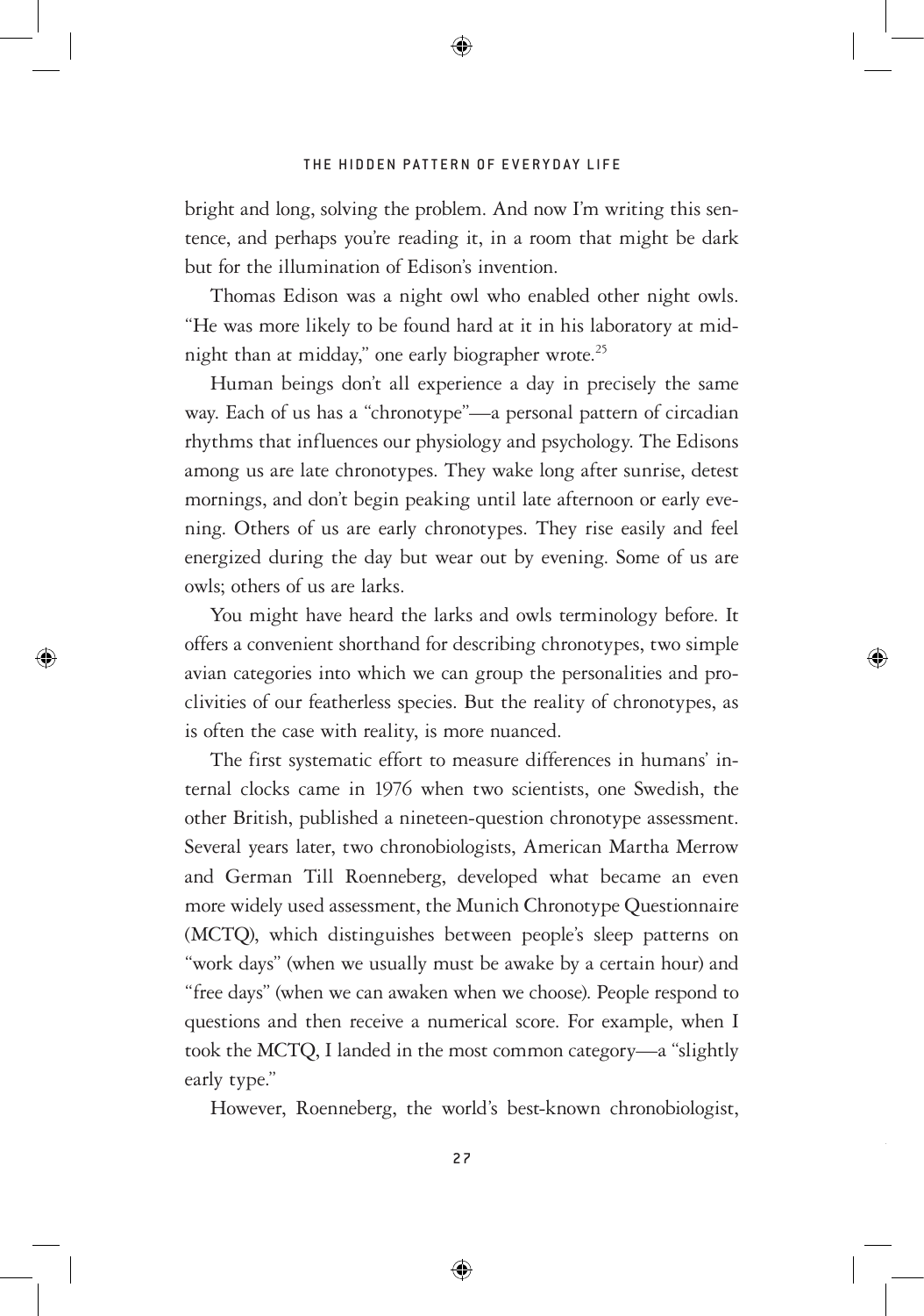bright and long, solving the problem. And now I'm writing this sentence, and perhaps you're reading it, in a room that might be dark but for the illumination of Edison's invention.

Thomas Edison was a night owl who enabled other night owls. "He was more likely to be found hard at it in his laboratory at midnight than at midday," one early biographer wrote.[25]

Human beings don't all experience a day in precisely the same way. Each of us has a "chronotype"—a personal pattern of circadian rhythms that influences our physiology and psychology. The Edisons among us are late chronotypes. They wake long after sunrise, detest mornings, and don't begin peaking until late afternoon or early evening. Others of us are early chronotypes. They rise easily and feel energized during the day but wear out by evening. Some of us are owls; others of us are larks.

You might have heard the larks and owls terminology before. It offers a convenient shorthand for describing chronotypes, two simple avian categories into which we can group the personalities and proclivities of our featherless species. But the reality of chronotypes, as is often the case with reality, is more nuanced.

The first systematic effort to measure differences in humans' internal clocks came in 1976 when two scientists, one Swedish, the other British, published a nineteen-question chronotype assessment. Several years later, two chronobiologists, American Martha Merrow and German Till Roenneberg, developed what became an even more widely used assessment, the Munich Chronotype Questionnaire (MCTQ), which distinguishes between people's sleep patterns on "work days" (when we usually must be awake by a certain hour) and "free days" (when we can awaken when we choose). People respond to questions and then receive a numerical score. For example, when I took the MCTQ, I landed in the most common category—a "slightly early type."

However, Roenneberg, the world's best-known chronobiologist,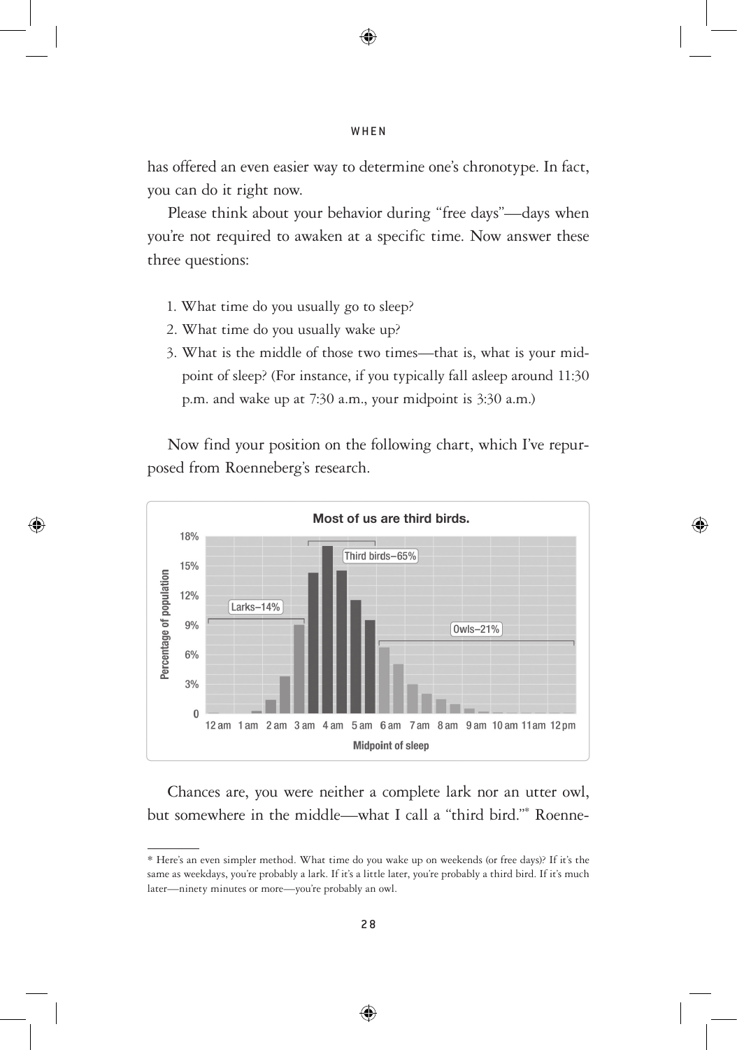has offered an even easier way to determine one's chronotype. In fact, you can do it right now.

Please think about your behavior during "free days"—days when you're not required to awaken at a specific time. Now answer these three questions:

1. What time do you usually go to sleep?
2. What time do you usually wake up?
3. What is the middle of those two times—that is, what is your midpoint of sleep? (For instance, if you typically fall asleep around 11:30 p.m. and wake up at 7:30 a.m., your midpoint is 3:30 a.m.)

Now find your position on the following chart, which I've repurposed from Roenneberg's research.

**Most of us are third birds.**

Larks–14% | Third birds–65% | Owls–21%

Percentage of population (0, 3%, 6%, 9%, 12%, 15%, 18%) vs. Midpoint of sleep (12 am, 1 am, 2 am, 3 am, 4 am, 5 am, 6 am, 7 am, 8 am, 9 am, 10 am, 11am, 12 pm)

Chances are, you were neither a complete lark nor an utter owl, but somewhere in the middle—what I call a "third bird."* Roenne-

---

\* Here's an even simpler method. What time do you wake up on weekends (or free days)? If it's the same as weekdays, you're probably a lark. If it's a little later, you're probably a third bird. If it's much later—ninety minutes or more—you're probably an owl.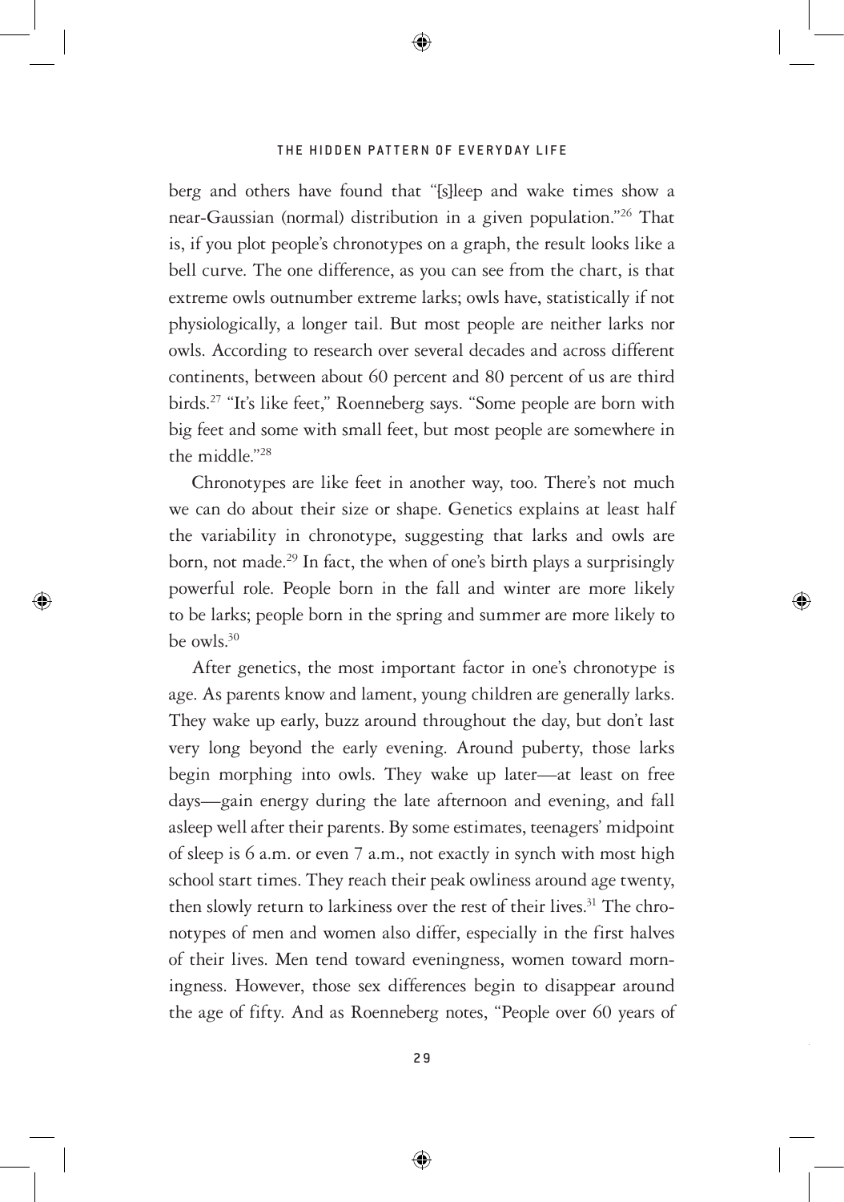berg and others have found that "[s]leep and wake times show a near-Gaussian (normal) distribution in a given population."[26] That is, if you plot people's chronotypes on a graph, the result looks like a bell curve. The one difference, as you can see from the chart, is that extreme owls outnumber extreme larks; owls have, statistically if not physiologically, a longer tail. But most people are neither larks nor owls. According to research over several decades and across different continents, between about 60 percent and 80 percent of us are third birds.[27] "It's like feet," Roenneberg says. "Some people are born with big feet and some with small feet, but most people are somewhere in the middle."[28]

Chronotypes are like feet in another way, too. There's not much we can do about their size or shape. Genetics explains at least half the variability in chronotype, suggesting that larks and owls are born, not made.[29] In fact, the when of one's birth plays a surprisingly powerful role. People born in the fall and winter are more likely to be larks; people born in the spring and summer are more likely to be owls.[30]

After genetics, the most important factor in one's chronotype is age. As parents know and lament, young children are generally larks. They wake up early, buzz around throughout the day, but don't last very long beyond the early evening. Around puberty, those larks begin morphing into owls. They wake up later—at least on free days—gain energy during the late afternoon and evening, and fall asleep well after their parents. By some estimates, teenagers' midpoint of sleep is 6 a.m. or even 7 a.m., not exactly in synch with most high school start times. They reach their peak owliness around age twenty, then slowly return to larkiness over the rest of their lives.[31] The chronotypes of men and women also differ, especially in the first halves of their lives. Men tend toward eveningness, women toward morningness. However, those sex differences begin to disappear around the age of fifty. And as Roenneberg notes, "People over 60 years of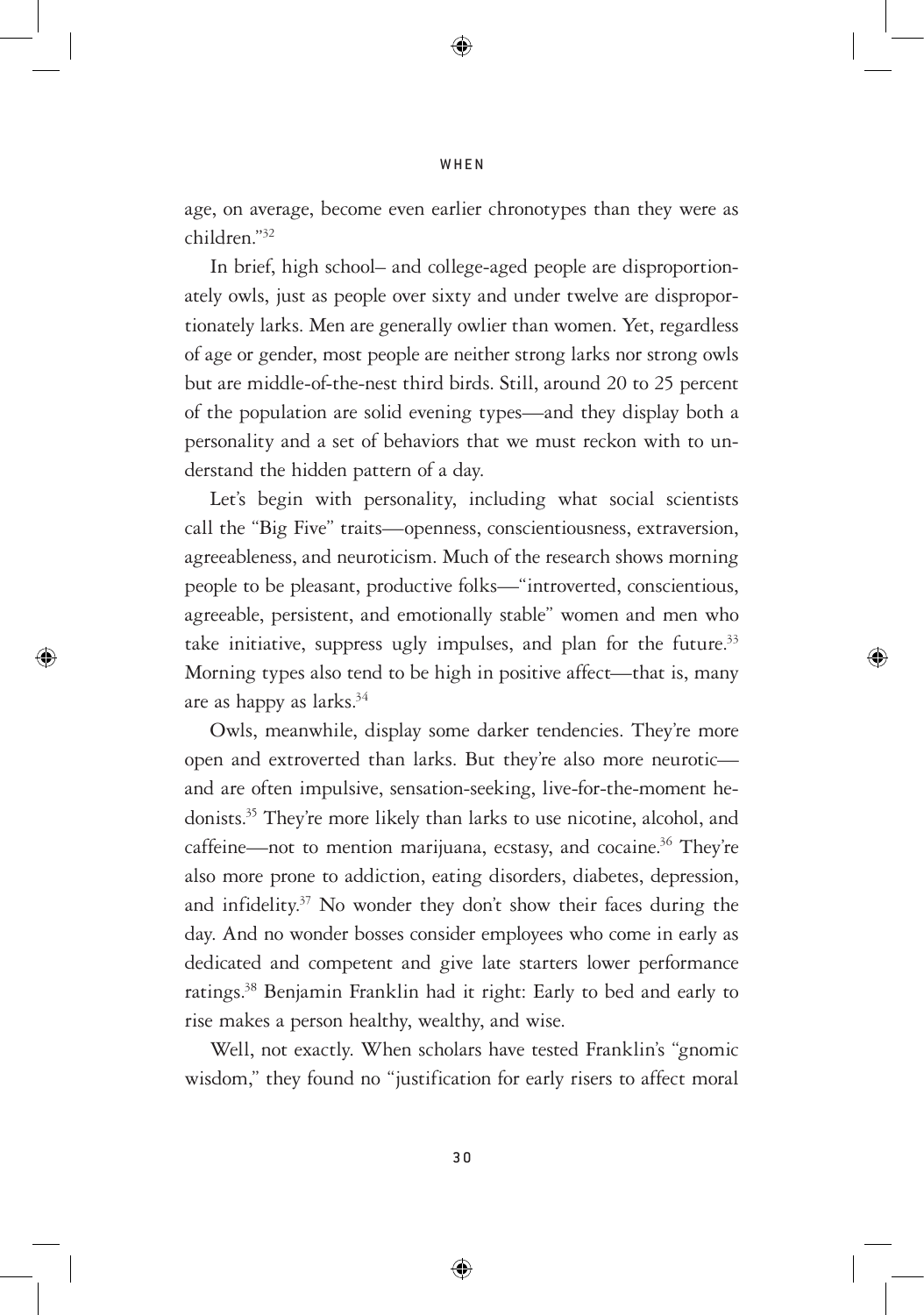age, on average, become even earlier chronotypes than they were as children."[32]

In brief, high school– and college-aged people are disproportionately owls, just as people over sixty and under twelve are disproportionately larks. Men are generally owlier than women. Yet, regardless of age or gender, most people are neither strong larks nor strong owls but are middle-of-the-nest third birds. Still, around 20 to 25 percent of the population are solid evening types—and they display both a personality and a set of behaviors that we must reckon with to understand the hidden pattern of a day.

Let's begin with personality, including what social scientists call the "Big Five" traits—openness, conscientiousness, extraversion, agreeableness, and neuroticism. Much of the research shows morning people to be pleasant, productive folks—"introverted, conscientious, agreeable, persistent, and emotionally stable" women and men who take initiative, suppress ugly impulses, and plan for the future.[33] Morning types also tend to be high in positive affect—that is, many are as happy as larks.[34]

Owls, meanwhile, display some darker tendencies. They're more open and extroverted than larks. But they're also more neurotic—and are often impulsive, sensation-seeking, live-for-the-moment hedonists.[35] They're more likely than larks to use nicotine, alcohol, and caffeine—not to mention marijuana, ecstasy, and cocaine.[36] They're also more prone to addiction, eating disorders, diabetes, depression, and infidelity.[37] No wonder they don't show their faces during the day. And no wonder bosses consider employees who come in early as dedicated and competent and give late starters lower performance ratings.[38] Benjamin Franklin had it right: Early to bed and early to rise makes a person healthy, wealthy, and wise.

Well, not exactly. When scholars have tested Franklin's "gnomic wisdom," they found no "justification for early risers to affect moral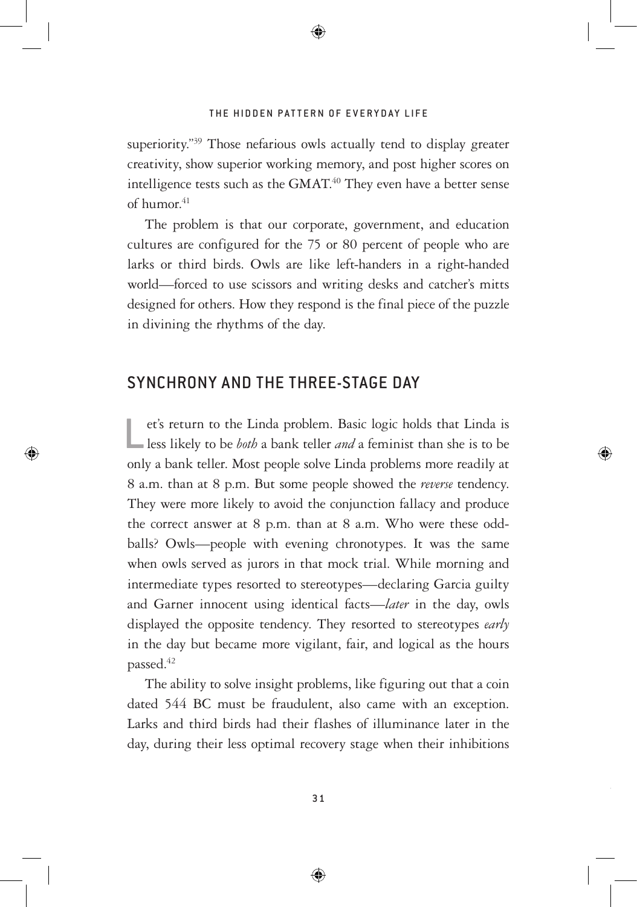superiority."[39] Those nefarious owls actually tend to display greater creativity, show superior working memory, and post higher scores on intelligence tests such as the GMAT.[40] They even have a better sense of humor.[41]

The problem is that our corporate, government, and education cultures are configured for the 75 or 80 percent of people who are larks or third birds. Owls are like left-handers in a right-handed world—forced to use scissors and writing desks and catcher's mitts designed for others. How they respond is the final piece of the puzzle in divining the rhythms of the day.

## SYNCHRONY AND THE THREE-STAGE DAY

Let's return to the Linda problem. Basic logic holds that Linda is less likely to be *both* a bank teller *and* a feminist than she is to be only a bank teller. Most people solve Linda problems more readily at 8 a.m. than at 8 p.m. But some people showed the *reverse* tendency. They were more likely to avoid the conjunction fallacy and produce the correct answer at 8 p.m. than at 8 a.m. Who were these oddballs? Owls—people with evening chronotypes. It was the same when owls served as jurors in that mock trial. While morning and intermediate types resorted to stereotypes—declaring Garcia guilty and Garner innocent using identical facts—*later* in the day, owls displayed the opposite tendency. They resorted to stereotypes *early* in the day but became more vigilant, fair, and logical as the hours passed.[42]

The ability to solve insight problems, like figuring out that a coin dated 544 BC must be fraudulent, also came with an exception. Larks and third birds had their flashes of illuminance later in the day, during their less optimal recovery stage when their inhibitions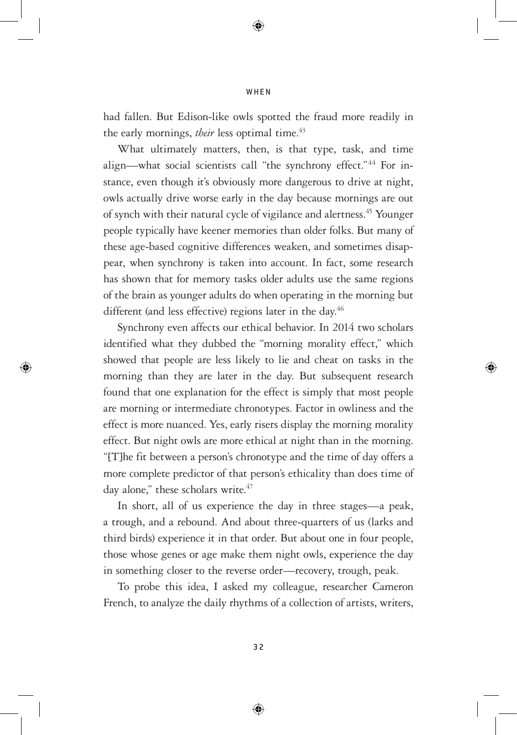had fallen. But Edison-like owls spotted the fraud more readily in the early mornings, *their* less optimal time.[43]

What ultimately matters, then, is that type, task, and time align—what social scientists call "the synchrony effect."[44] For instance, even though it's obviously more dangerous to drive at night, owls actually drive worse early in the day because mornings are out of synch with their natural cycle of vigilance and alertness.[45] Younger people typically have keener memories than older folks. But many of these age-based cognitive differences weaken, and sometimes disappear, when synchrony is taken into account. In fact, some research has shown that for memory tasks older adults use the same regions of the brain as younger adults do when operating in the morning but different (and less effective) regions later in the day.[46]

Synchrony even affects our ethical behavior. In 2014 two scholars identified what they dubbed the "morning morality effect," which showed that people are less likely to lie and cheat on tasks in the morning than they are later in the day. But subsequent research found that one explanation for the effect is simply that most people are morning or intermediate chronotypes. Factor in owliness and the effect is more nuanced. Yes, early risers display the morning morality effect. But night owls are more ethical at night than in the morning. "[T]he fit between a person's chronotype and the time of day offers a more complete predictor of that person's ethicality than does time of day alone," these scholars write.[47]

In short, all of us experience the day in three stages—a peak, a trough, and a rebound. And about three-quarters of us (larks and third birds) experience it in that order. But about one in four people, those whose genes or age make them night owls, experience the day in something closer to the reverse order—recovery, trough, peak.

To probe this idea, I asked my colleague, researcher Cameron French, to analyze the daily rhythms of a collection of artists, writers,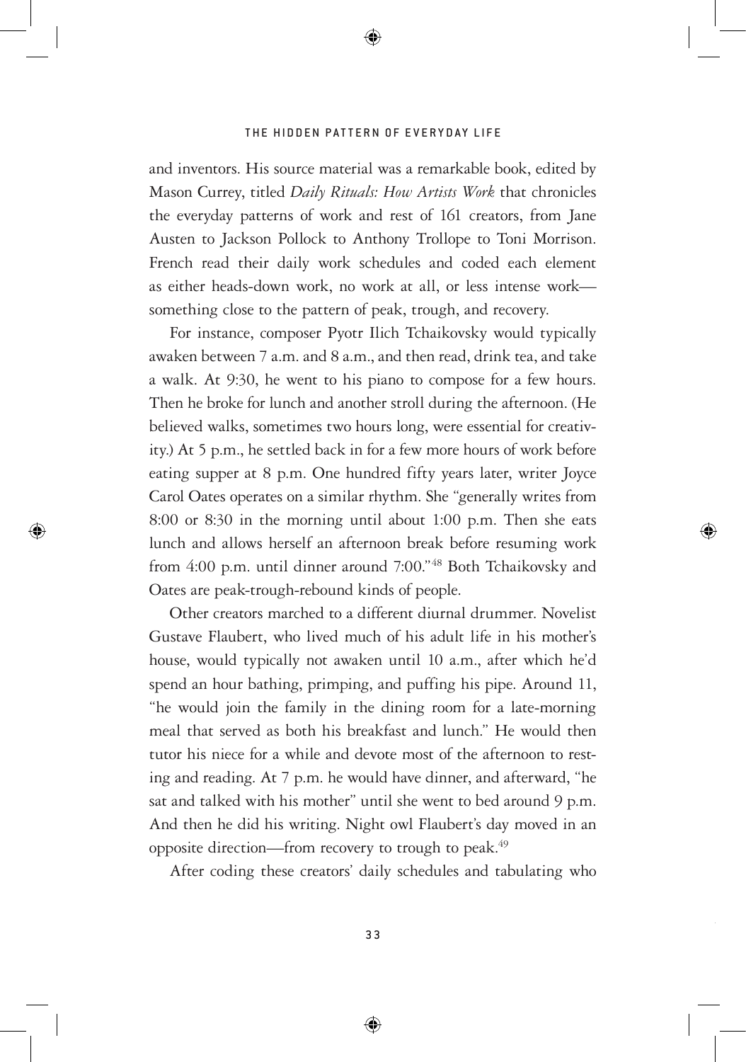and inventors. His source material was a remarkable book, edited by Mason Currey, titled *Daily Rituals: How Artists Work* that chronicles the everyday patterns of work and rest of 161 creators, from Jane Austen to Jackson Pollock to Anthony Trollope to Toni Morrison. French read their daily work schedules and coded each element as either heads-down work, no work at all, or less intense work—something close to the pattern of peak, trough, and recovery.

For instance, composer Pyotr Ilich Tchaikovsky would typically awaken between 7 a.m. and 8 a.m., and then read, drink tea, and take a walk. At 9:30, he went to his piano to compose for a few hours. Then he broke for lunch and another stroll during the afternoon. (He believed walks, sometimes two hours long, were essential for creativity.) At 5 p.m., he settled back in for a few more hours of work before eating supper at 8 p.m. One hundred fifty years later, writer Joyce Carol Oates operates on a similar rhythm. She "generally writes from 8:00 or 8:30 in the morning until about 1:00 p.m. Then she eats lunch and allows herself an afternoon break before resuming work from 4:00 p.m. until dinner around 7:00."[48] Both Tchaikovsky and Oates are peak-trough-rebound kinds of people.

Other creators marched to a different diurnal drummer. Novelist Gustave Flaubert, who lived much of his adult life in his mother's house, would typically not awaken until 10 a.m., after which he'd spend an hour bathing, primping, and puffing his pipe. Around 11, "he would join the family in the dining room for a late-morning meal that served as both his breakfast and lunch." He would then tutor his niece for a while and devote most of the afternoon to resting and reading. At 7 p.m. he would have dinner, and afterward, "he sat and talked with his mother" until she went to bed around 9 p.m. And then he did his writing. Night owl Flaubert's day moved in an opposite direction—from recovery to trough to peak.[49]

After coding these creators' daily schedules and tabulating who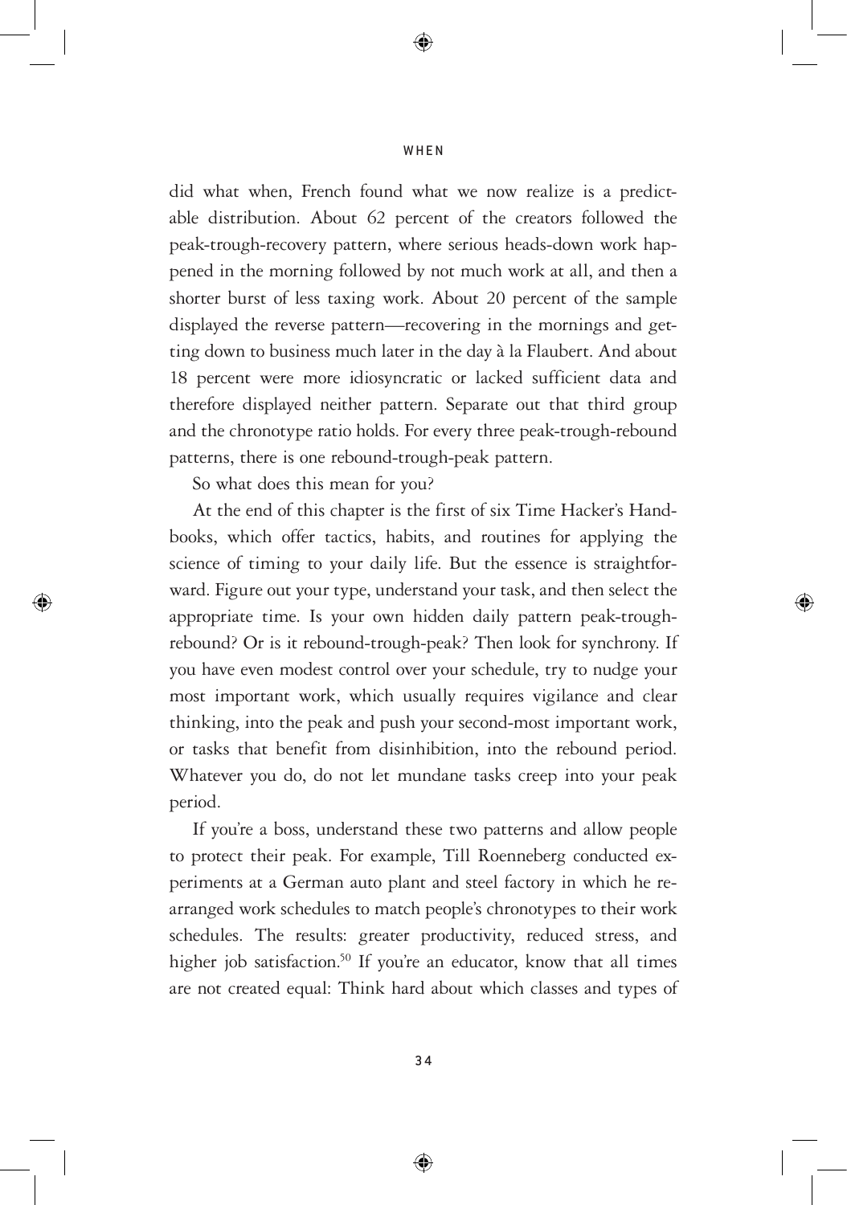did what when, French found what we now realize is a predictable distribution. About 62 percent of the creators followed the peak-trough-recovery pattern, where serious heads-down work happened in the morning followed by not much work at all, and then a shorter burst of less taxing work. About 20 percent of the sample displayed the reverse pattern—recovering in the mornings and getting down to business much later in the day à la Flaubert. And about 18 percent were more idiosyncratic or lacked sufficient data and therefore displayed neither pattern. Separate out that third group and the chronotype ratio holds. For every three peak-trough-rebound patterns, there is one rebound-trough-peak pattern.

So what does this mean for you?

At the end of this chapter is the first of six Time Hacker's Handbooks, which offer tactics, habits, and routines for applying the science of timing to your daily life. But the essence is straightforward. Figure out your type, understand your task, and then select the appropriate time. Is your own hidden daily pattern peak-trough-rebound? Or is it rebound-trough-peak? Then look for synchrony. If you have even modest control over your schedule, try to nudge your most important work, which usually requires vigilance and clear thinking, into the peak and push your second-most important work, or tasks that benefit from disinhibition, into the rebound period. Whatever you do, do not let mundane tasks creep into your peak period.

If you're a boss, understand these two patterns and allow people to protect their peak. For example, Till Roenneberg conducted experiments at a German auto plant and steel factory in which he rearranged work schedules to match people's chronotypes to their work schedules. The results: greater productivity, reduced stress, and higher job satisfaction.[50] If you're an educator, know that all times are not created equal: Think hard about which classes and types of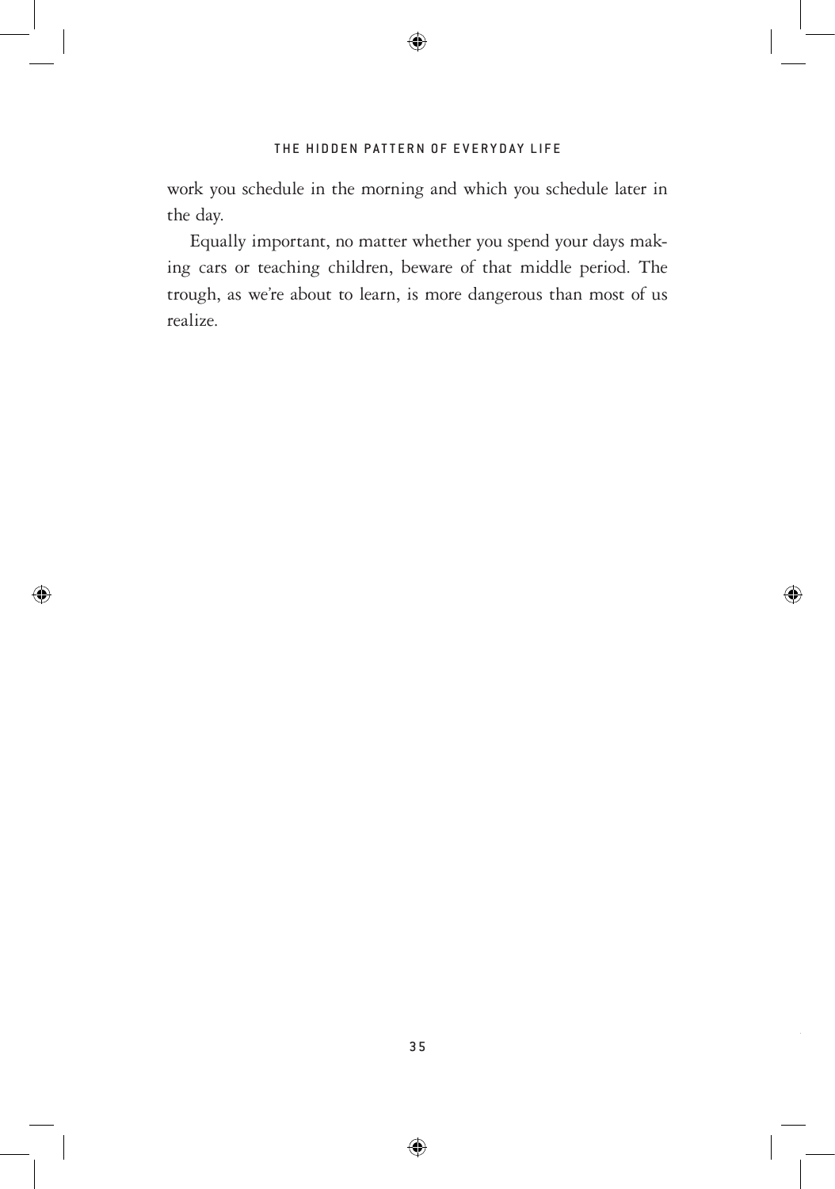work you schedule in the morning and which you schedule later in the day.

Equally important, no matter whether you spend your days making cars or teaching children, beware of that middle period. The trough, as we're about to learn, is more dangerous than most of us realize.